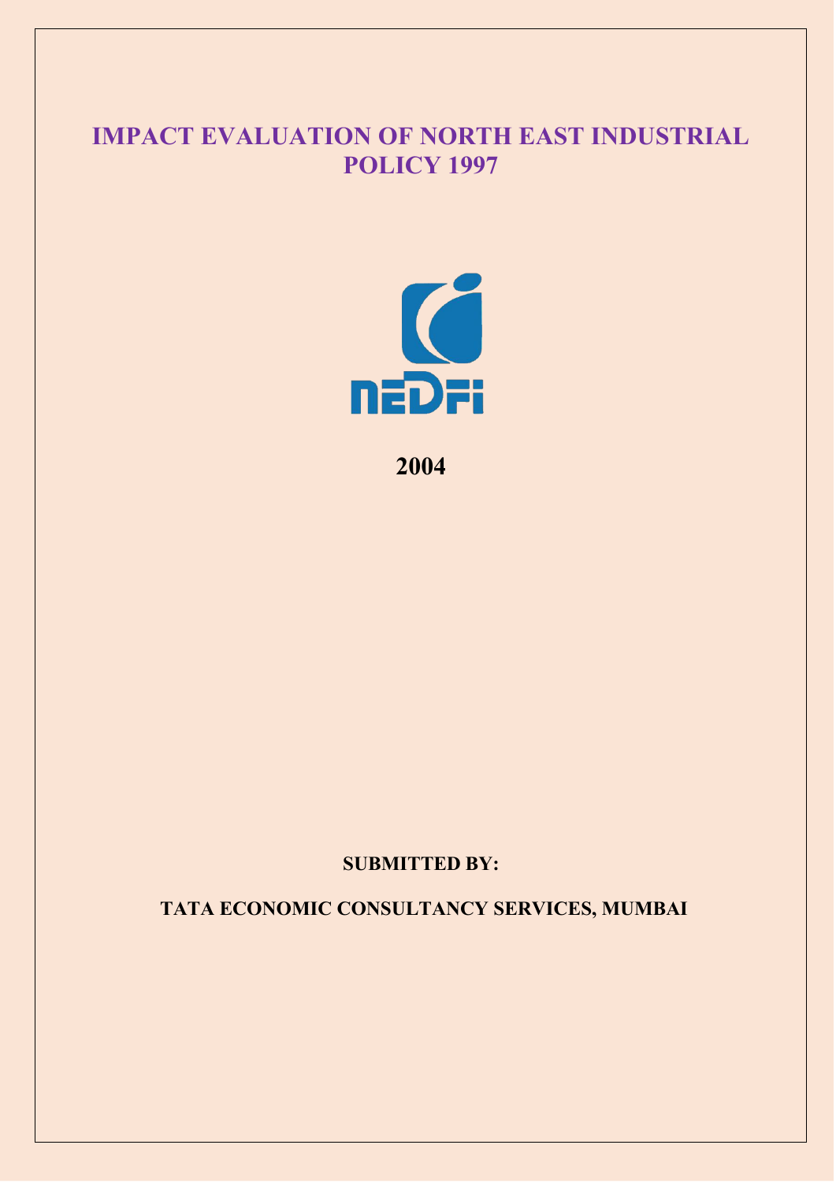# IMPACT EVALUATION OF NORTH EAST INDUSTRIAL POLICY 1997

NEDFi

**2004**

**SUBMITTED BY:**

**TATA ECONOMIC CONSULTANCY SERVICES, MUMBAI**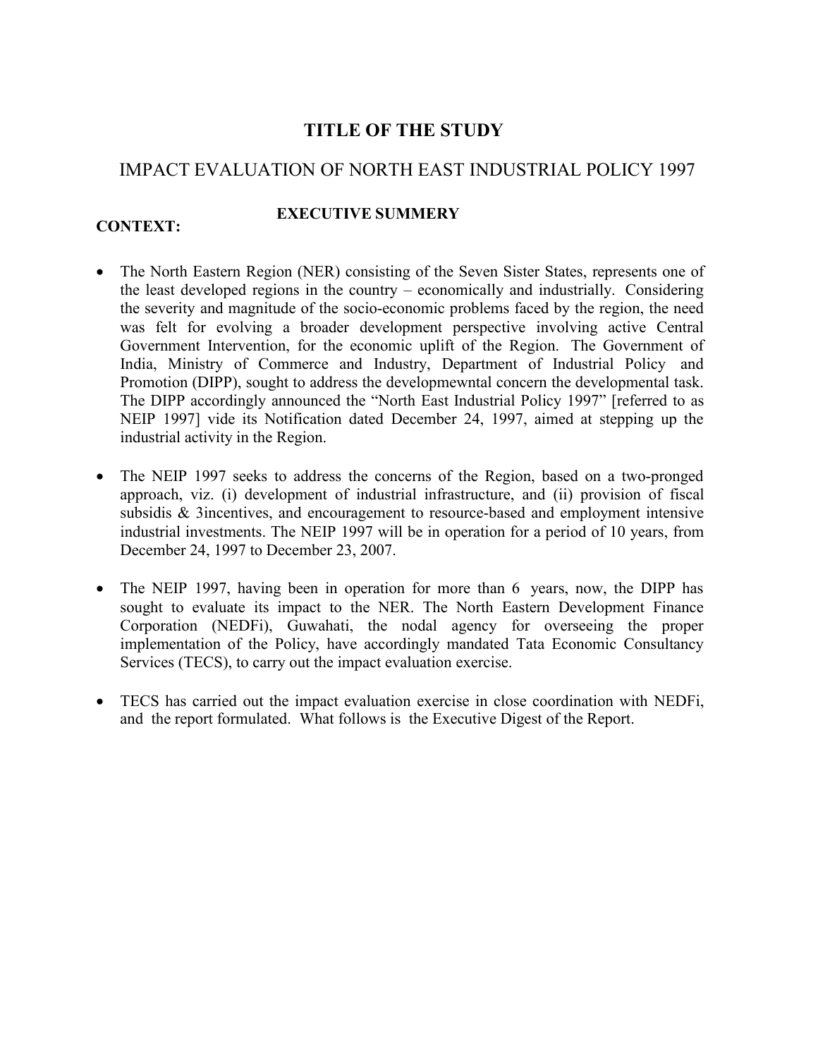# TITLE OF THE STUDY

## IMPACT EVALUATION OF NORTH EAST INDUSTRIAL POLICY 1997

### EXECUTIVE SUMMERY

**CONTEXT:**

- The North Eastern Region (NER) consisting of the Seven Sister States, represents one of the least developed regions in the country – economically and industrially. Considering the severity and magnitude of the socio-economic problems faced by the region, the need was felt for evolving a broader development perspective involving active Central Government Intervention, for the economic uplift of the Region. The Government of India, Ministry of Commerce and Industry, Department of Industrial Policy and Promotion (DIPP), sought to address the developmewntal concern the developmental task. The DIPP accordingly announced the "North East Industrial Policy 1997" [referred to as NEIP 1997] vide its Notification dated December 24, 1997, aimed at stepping up the industrial activity in the Region.

- The NEIP 1997 seeks to address the concerns of the Region, based on a two-pronged approach, viz. (i) development of industrial infrastructure, and (ii) provision of fiscal subsidis & 3incentives, and encouragement to resource-based and employment intensive industrial investments. The NEIP 1997 will be in operation for a period of 10 years, from December 24, 1997 to December 23, 2007.

- The NEIP 1997, having been in operation for more than 6 years, now, the DIPP has sought to evaluate its impact to the NER. The North Eastern Development Finance Corporation (NEDFi), Guwahati, the nodal agency for overseeing the proper implementation of the Policy, have accordingly mandated Tata Economic Consultancy Services (TECS), to carry out the impact evaluation exercise.

- TECS has carried out the impact evaluation exercise in close coordination with NEDFi, and the report formulated. What follows is the Executive Digest of the Report.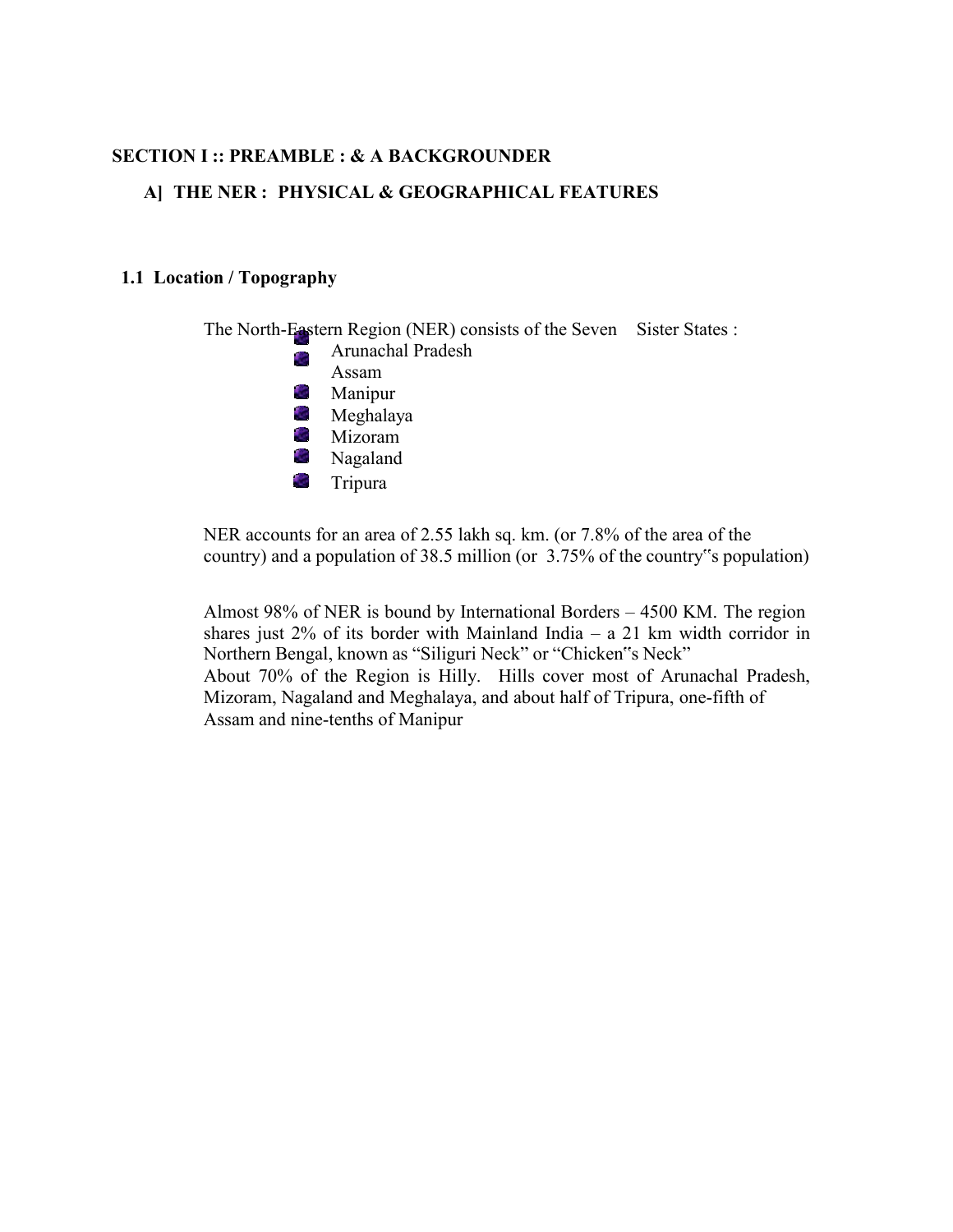# SECTION I :: PREAMBLE : & A BACKGROUNDER

## A] THE NER : PHYSICAL & GEOGRAPHICAL FEATURES

### 1.1 Location / Topography

The North-Eastern Region (NER) consists of the Seven Sister States :

- Arunachal Pradesh
- Assam
- Manipur
- Meghalaya
- Mizoram
- Nagaland
- Tripura

NER accounts for an area of 2.55 lakh sq. km. (or 7.8% of the area of the country) and a population of 38.5 million (or 3.75% of the country"s population)

Almost 98% of NER is bound by International Borders – 4500 KM. The region shares just 2% of its border with Mainland India – a 21 km width corridor in Northern Bengal, known as "Siliguri Neck" or "Chicken"s Neck"
About 70% of the Region is Hilly. Hills cover most of Arunachal Pradesh, Mizoram, Nagaland and Meghalaya, and about half of Tripura, one-fifth of Assam and nine-tenths of Manipur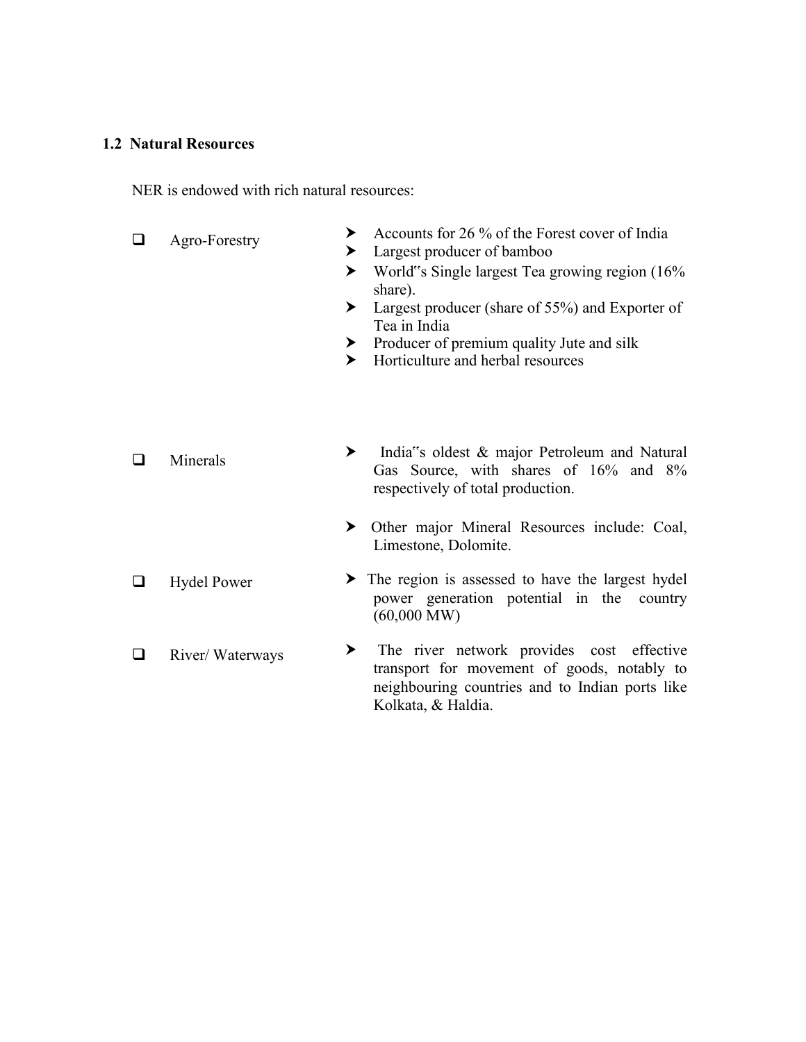### 1.2 Natural Resources

NER is endowed with rich natural resources:

- **Agro-Forestry**
  - Accounts for 26 % of the Forest cover of India
  - Largest producer of bamboo
  - World‟s Single largest Tea growing region (16% share).
  - Largest producer (share of 55%) and Exporter of Tea in India
  - Producer of premium quality Jute and silk
  - Horticulture and herbal resources

- **Minerals**
  - India‟s oldest & major Petroleum and Natural Gas Source, with shares of 16% and 8% respectively of total production.
  - Other major Mineral Resources include: Coal, Limestone, Dolomite.

- **Hydel Power**
  - The region is assessed to have the largest hydel power generation potential in the country (60,000 MW)

- **River/ Waterways**
  - The river network provides cost effective transport for movement of goods, notably to neighbouring countries and to Indian ports like Kolkata, & Haldia.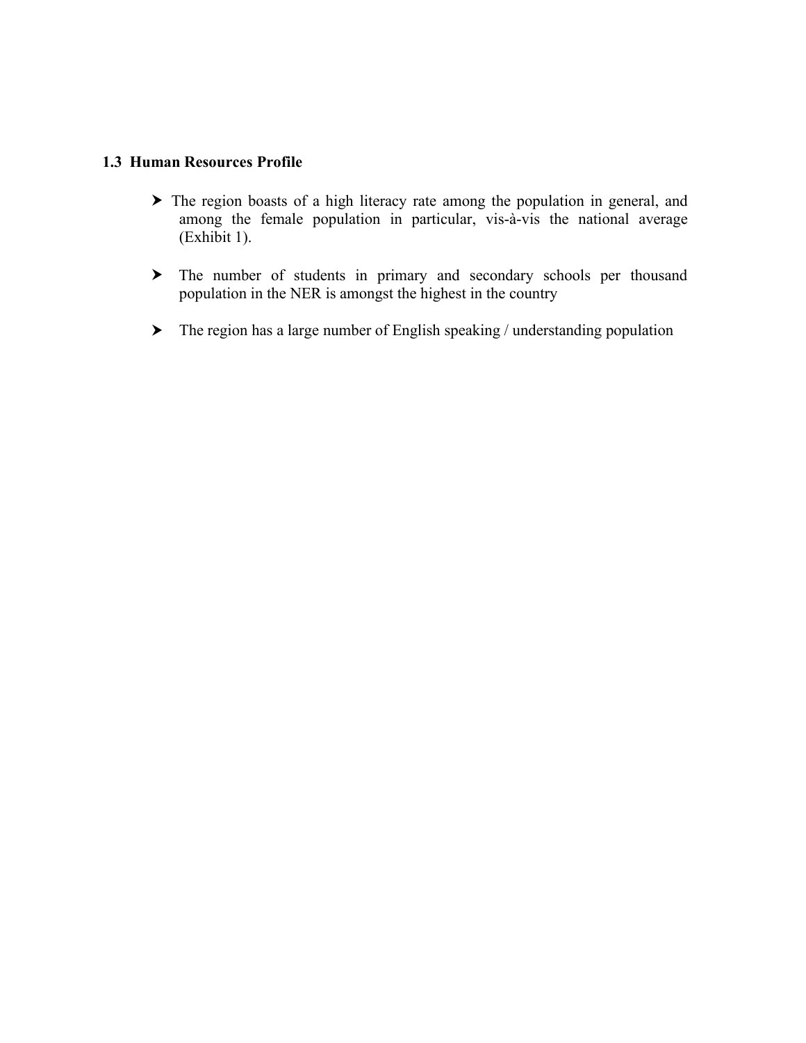### 1.3 Human Resources Profile

- The region boasts of a high literacy rate among the population in general, and among the female population in particular, vis-à-vis the national average (Exhibit 1).

- The number of students in primary and secondary schools per thousand population in the NER is amongst the highest in the country

- The region has a large number of English speaking / understanding population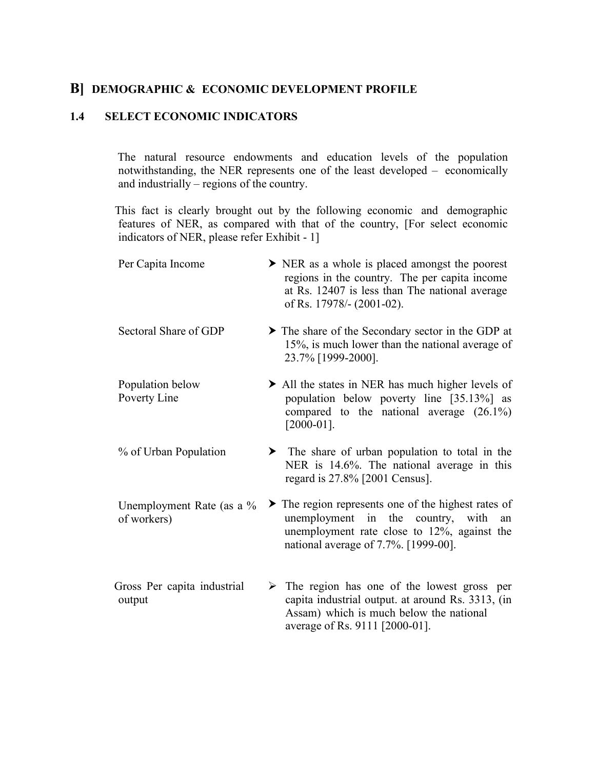## B] DEMOGRAPHIC & ECONOMIC DEVELOPMENT PROFILE

### 1.4 SELECT ECONOMIC INDICATORS

The natural resource endowments and education levels of the population notwithstanding, the NER represents one of the least developed – economically and industrially – regions of the country.

This fact is clearly brought out by the following economic and demographic features of NER, as compared with that of the country, [For select economic indicators of NER, please refer Exhibit - 1]

| | |
|---|---|
| Per Capita Income | ➤ NER as a whole is placed amongst the poorest regions in the country. The per capita income at Rs. 12407 is less than The national average of Rs. 17978/- (2001-02). |
| Sectoral Share of GDP | ➤ The share of the Secondary sector in the GDP at 15%, is much lower than the national average of 23.7% [1999-2000]. |
| Population below Poverty Line | ➤ All the states in NER has much higher levels of population below poverty line [35.13%] as compared to the national average (26.1%) [2000-01]. |
| % of Urban Population | ➤ The share of urban population to total in the NER is 14.6%. The national average in this regard is 27.8% [2001 Census]. |
| Unemployment Rate (as a % of workers) | ➤ The region represents one of the highest rates of unemployment in the country, with an unemployment rate close to 12%, against the national average of 7.7%. [1999-00]. |
| Gross Per capita industrial output | ➢ The region has one of the lowest gross per capita industrial output. at around Rs. 3313, (in Assam) which is much below the national average of Rs. 9111 [2000-01]. |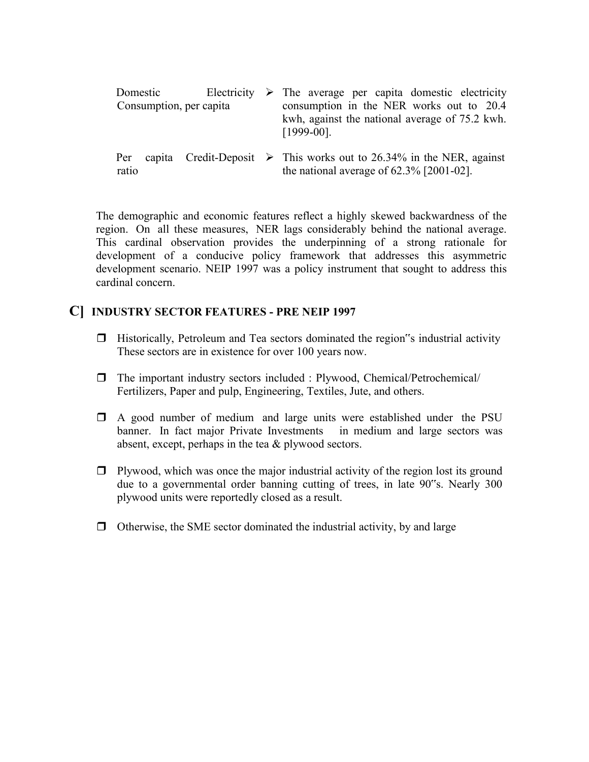| | |
|---|---|
| Domestic Electricity Consumption, per capita | ➢ The average per capita domestic electricity consumption in the NER works out to 20.4 kwh, against the national average of 75.2 kwh. [1999-00]. |
| Per capita Credit-Deposit ratio | ➢ This works out to 26.34% in the NER, against the national average of 62.3% [2001-02]. |

The demographic and economic features reflect a highly skewed backwardness of the region. On all these measures, NER lags considerably behind the national average. This cardinal observation provides the underpinning of a strong rationale for development of a conducive policy framework that addresses this asymmetric development scenario. NEIP 1997 was a policy instrument that sought to address this cardinal concern.

## C] INDUSTRY SECTOR FEATURES - PRE NEIP 1997

- Historically, Petroleum and Tea sectors dominated the region"s industrial activity These sectors are in existence for over 100 years now.
- The important industry sectors included : Plywood, Chemical/Petrochemical/ Fertilizers, Paper and pulp, Engineering, Textiles, Jute, and others.
- A good number of medium and large units were established under the PSU banner. In fact major Private Investments in medium and large sectors was absent, except, perhaps in the tea & plywood sectors.
- Plywood, which was once the major industrial activity of the region lost its ground due to a governmental order banning cutting of trees, in late 90"s. Nearly 300 plywood units were reportedly closed as a result.
- Otherwise, the SME sector dominated the industrial activity, by and large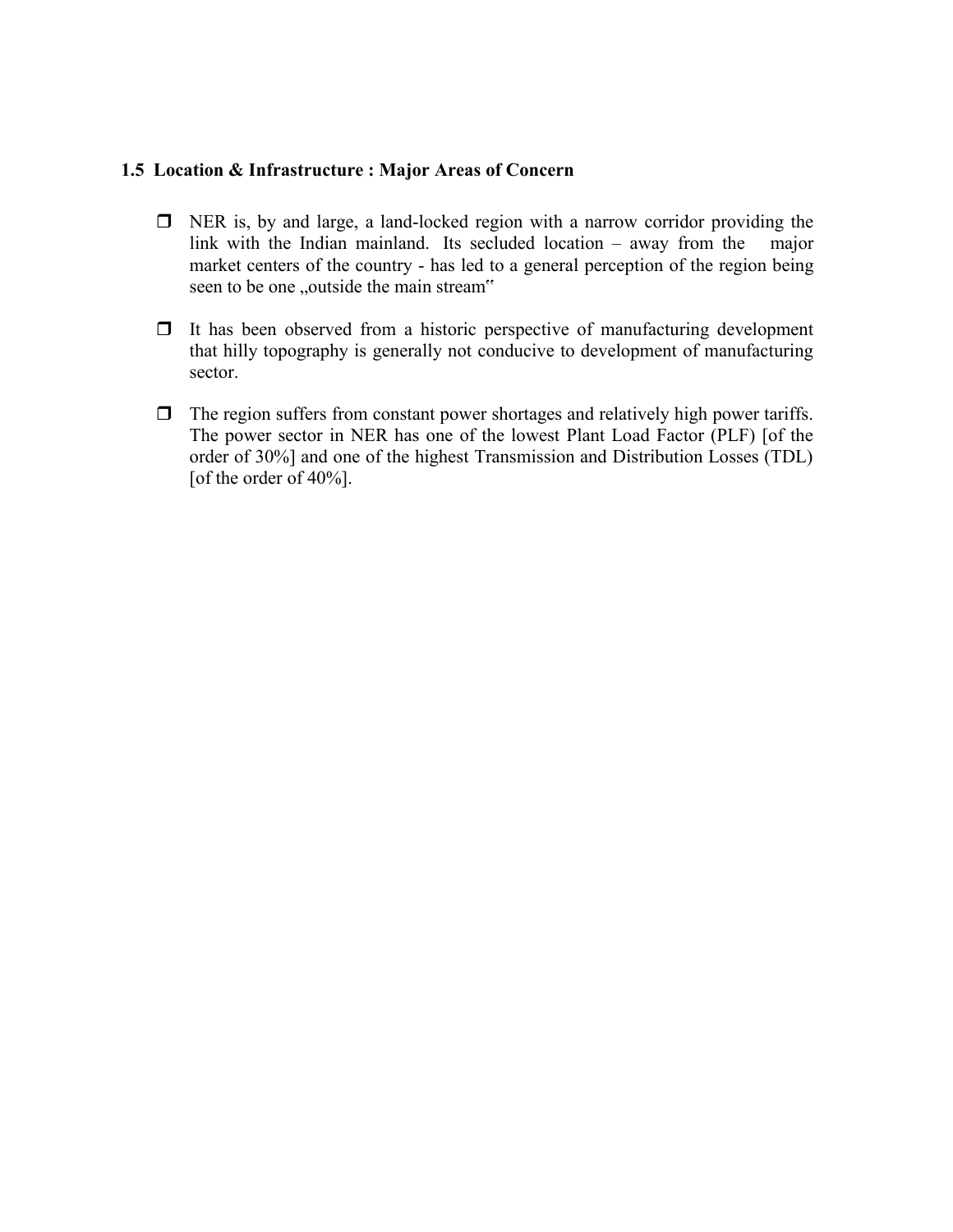### 1.5 Location & Infrastructure : Major Areas of Concern

- NER is, by and large, a land-locked region with a narrow corridor providing the link with the Indian mainland. Its secluded location – away from the major market centers of the country - has led to a general perception of the region being seen to be one „outside the main stream"

- It has been observed from a historic perspective of manufacturing development that hilly topography is generally not conducive to development of manufacturing sector.

- The region suffers from constant power shortages and relatively high power tariffs. The power sector in NER has one of the lowest Plant Load Factor (PLF) [of the order of 30%] and one of the highest Transmission and Distribution Losses (TDL) [of the order of 40%].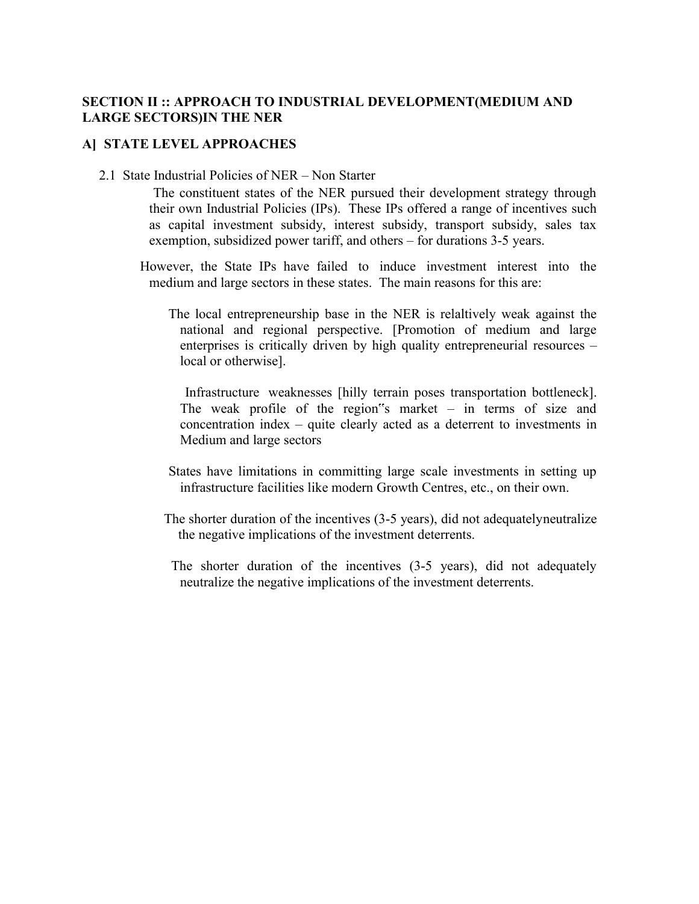**SECTION II :: APPROACH TO INDUSTRIAL DEVELOPMENT(MEDIUM AND LARGE SECTORS)IN THE NER**

**A] STATE LEVEL APPROACHES**

2.1 State Industrial Policies of NER – Non Starter

The constituent states of the NER pursued their development strategy through their own Industrial Policies (IPs). These IPs offered a range of incentives such as capital investment subsidy, interest subsidy, transport subsidy, sales tax exemption, subsidized power tariff, and others – for durations 3-5 years.

However, the State IPs have failed to induce investment interest into the medium and large sectors in these states. The main reasons for this are:

The local entrepreneurship base in the NER is relaltively weak against the national and regional perspective. [Promotion of medium and large enterprises is critically driven by high quality entrepreneurial resources – local or otherwise].

Infrastructure weaknesses [hilly terrain poses transportation bottleneck]. The weak profile of the region‟s market – in terms of size and concentration index – quite clearly acted as a deterrent to investments in Medium and large sectors

States have limitations in committing large scale investments in setting up infrastructure facilities like modern Growth Centres, etc., on their own.

The shorter duration of the incentives (3-5 years), did not adequatelyneutralize the negative implications of the investment deterrents.

The shorter duration of the incentives (3-5 years), did not adequately neutralize the negative implications of the investment deterrents.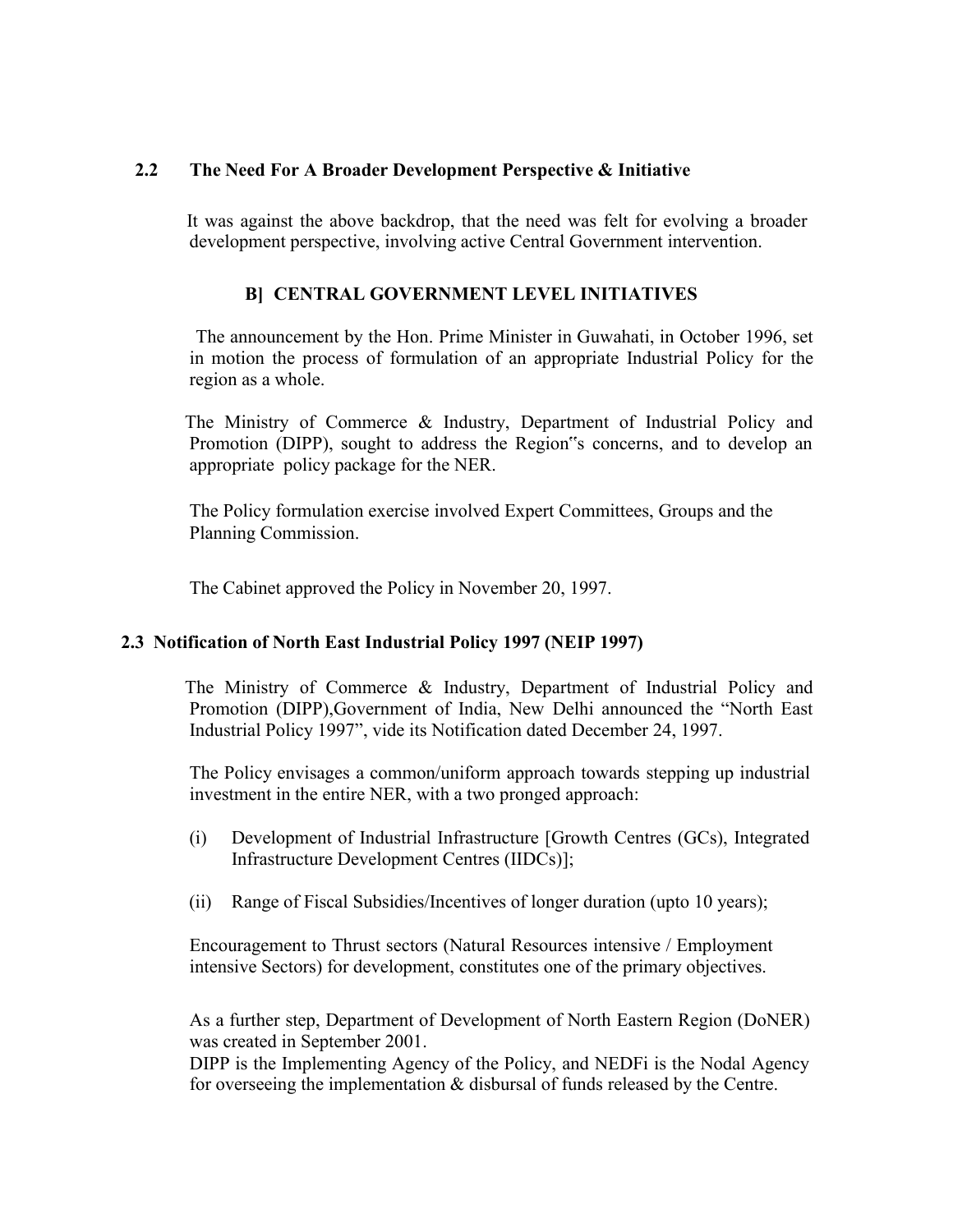## 2.2 The Need For A Broader Development Perspective & Initiative

It was against the above backdrop, that the need was felt for evolving a broader development perspective, involving active Central Government intervention.

### B] CENTRAL GOVERNMENT LEVEL INITIATIVES

The announcement by the Hon. Prime Minister in Guwahati, in October 1996, set in motion the process of formulation of an appropriate Industrial Policy for the region as a whole.

The Ministry of Commerce & Industry, Department of Industrial Policy and Promotion (DIPP), sought to address the Region"s concerns, and to develop an appropriate policy package for the NER.

The Policy formulation exercise involved Expert Committees, Groups and the Planning Commission.

The Cabinet approved the Policy in November 20, 1997.

## 2.3 Notification of North East Industrial Policy 1997 (NEIP 1997)

The Ministry of Commerce & Industry, Department of Industrial Policy and Promotion (DIPP),Government of India, New Delhi announced the "North East Industrial Policy 1997", vide its Notification dated December 24, 1997.

The Policy envisages a common/uniform approach towards stepping up industrial investment in the entire NER, with a two pronged approach:

(i) Development of Industrial Infrastructure [Growth Centres (GCs), Integrated Infrastructure Development Centres (IIDCs)];

(ii) Range of Fiscal Subsidies/Incentives of longer duration (upto 10 years);

Encouragement to Thrust sectors (Natural Resources intensive / Employment intensive Sectors) for development, constitutes one of the primary objectives.

As a further step, Department of Development of North Eastern Region (DoNER) was created in September 2001.
DIPP is the Implementing Agency of the Policy, and NEDFi is the Nodal Agency for overseeing the implementation & disbursal of funds released by the Centre.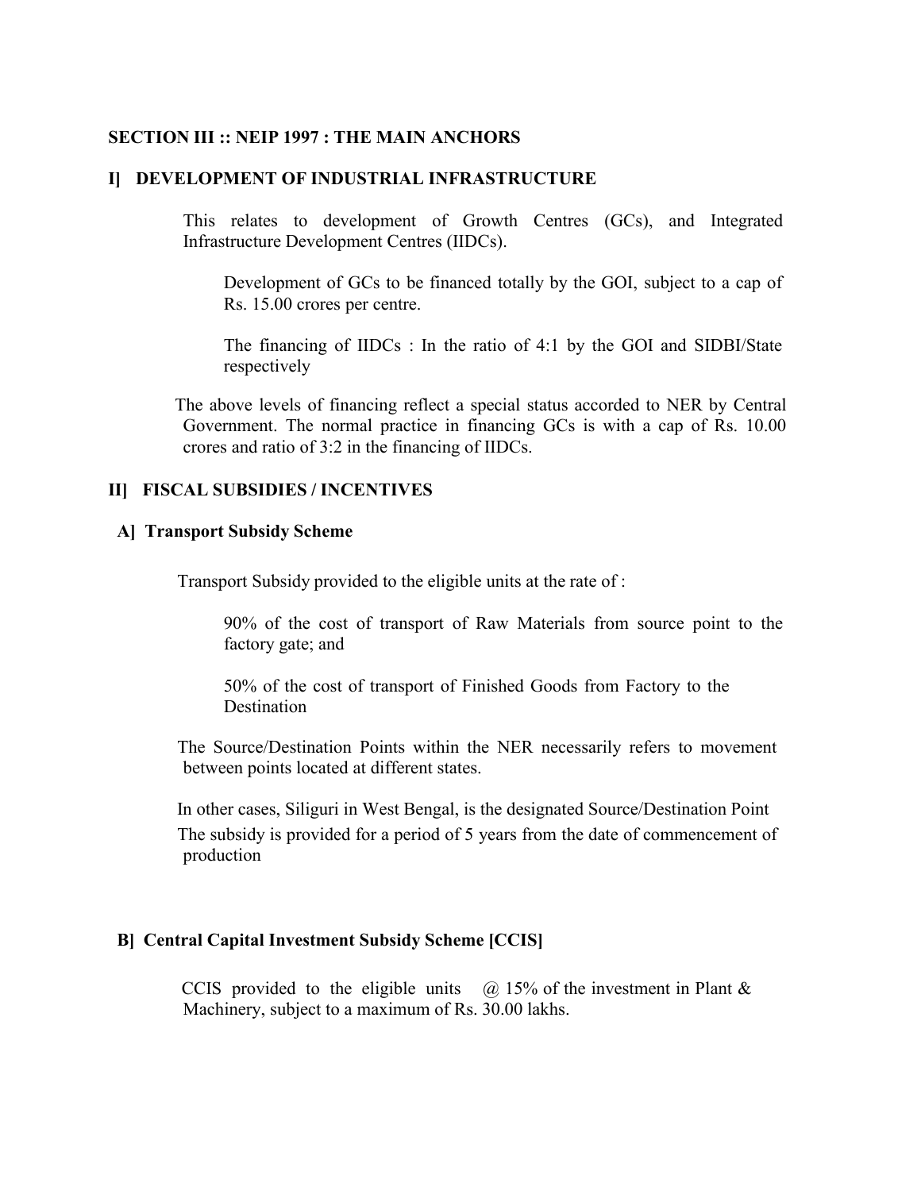## SECTION III :: NEIP 1997 : THE MAIN ANCHORS

### I] DEVELOPMENT OF INDUSTRIAL INFRASTRUCTURE

This relates to development of Growth Centres (GCs), and Integrated Infrastructure Development Centres (IIDCs).

Development of GCs to be financed totally by the GOI, subject to a cap of Rs. 15.00 crores per centre.

The financing of IIDCs : In the ratio of 4:1 by the GOI and SIDBI/State respectively

The above levels of financing reflect a special status accorded to NER by Central Government. The normal practice in financing GCs is with a cap of Rs. 10.00 crores and ratio of 3:2 in the financing of IIDCs.

### II] FISCAL SUBSIDIES / INCENTIVES

#### A] Transport Subsidy Scheme

Transport Subsidy provided to the eligible units at the rate of :

90% of the cost of transport of Raw Materials from source point to the factory gate; and

50% of the cost of transport of Finished Goods from Factory to the Destination

The Source/Destination Points within the NER necessarily refers to movement between points located at different states.

In other cases, Siliguri in West Bengal, is the designated Source/Destination Point

The subsidy is provided for a period of 5 years from the date of commencement of production

#### B] Central Capital Investment Subsidy Scheme [CCIS]

CCIS provided to the eligible units @ 15% of the investment in Plant & Machinery, subject to a maximum of Rs. 30.00 lakhs.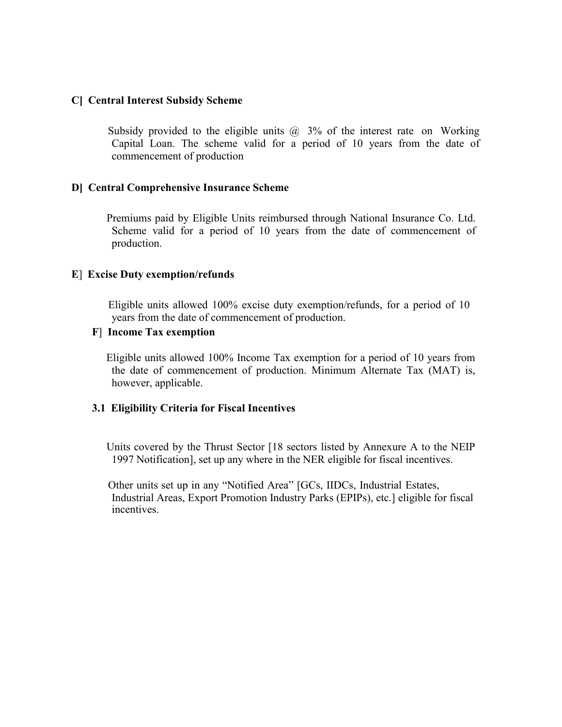**C] Central Interest Subsidy Scheme**

Subsidy provided to the eligible units @ 3% of the interest rate on Working Capital Loan. The scheme valid for a period of 10 years from the date of commencement of production

**D] Central Comprehensive Insurance Scheme**

Premiums paid by Eligible Units reimbursed through National Insurance Co. Ltd. Scheme valid for a period of 10 years from the date of commencement of production.

**E] Excise Duty exemption/refunds**

Eligible units allowed 100% excise duty exemption/refunds, for a period of 10 years from the date of commencement of production.

**F] Income Tax exemption**

Eligible units allowed 100% Income Tax exemption for a period of 10 years from the date of commencement of production. Minimum Alternate Tax (MAT) is, however, applicable.

**3.1 Eligibility Criteria for Fiscal Incentives**

Units covered by the Thrust Sector [18 sectors listed by Annexure A to the NEIP 1997 Notification], set up any where in the NER eligible for fiscal incentives.

Other units set up in any "Notified Area" [GCs, IIDCs, Industrial Estates, Industrial Areas, Export Promotion Industry Parks (EPIPs), etc.] eligible for fiscal incentives.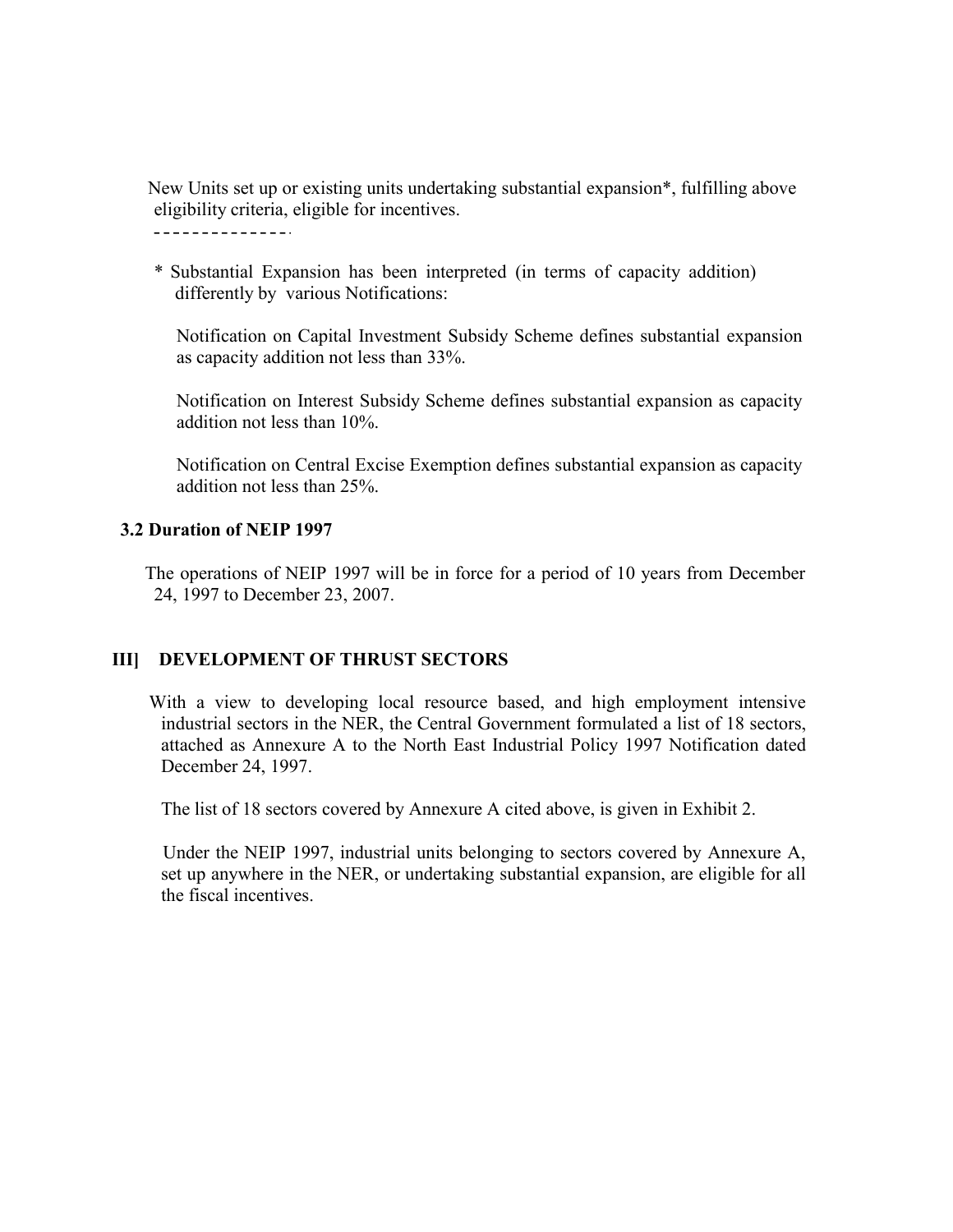New Units set up or existing units undertaking substantial expansion*, fulfilling above eligibility criteria, eligible for incentives.

---

* Substantial Expansion has been interpreted (in terms of capacity addition) differently by various Notifications:

Notification on Capital Investment Subsidy Scheme defines substantial expansion as capacity addition not less than 33%.

Notification on Interest Subsidy Scheme defines substantial expansion as capacity addition not less than 10%.

Notification on Central Excise Exemption defines substantial expansion as capacity addition not less than 25%.

### 3.2 Duration of NEIP 1997

The operations of NEIP 1997 will be in force for a period of 10 years from December 24, 1997 to December 23, 2007.

## III] DEVELOPMENT OF THRUST SECTORS

With a view to developing local resource based, and high employment intensive industrial sectors in the NER, the Central Government formulated a list of 18 sectors, attached as Annexure A to the North East Industrial Policy 1997 Notification dated December 24, 1997.

The list of 18 sectors covered by Annexure A cited above, is given in Exhibit 2.

Under the NEIP 1997, industrial units belonging to sectors covered by Annexure A, set up anywhere in the NER, or undertaking substantial expansion, are eligible for all the fiscal incentives.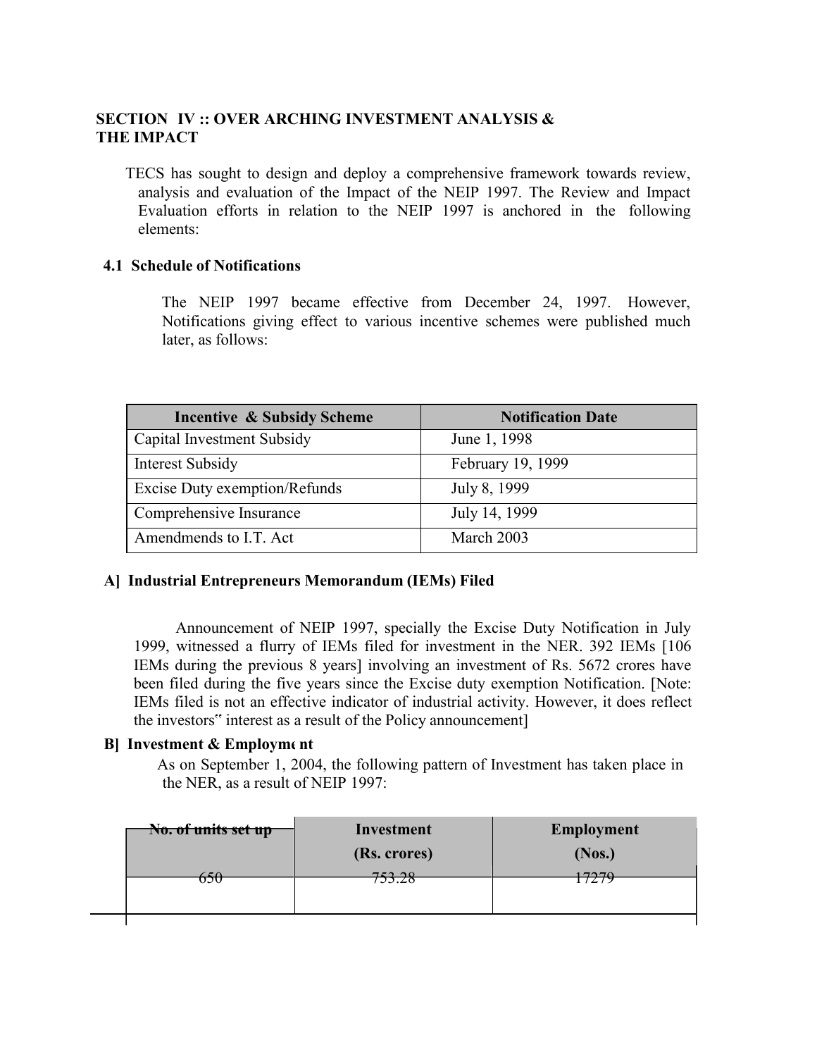## SECTION IV :: OVER ARCHING INVESTMENT ANALYSIS & THE IMPACT

TECS has sought to design and deploy a comprehensive framework towards review, analysis and evaluation of the Impact of the NEIP 1997. The Review and Impact Evaluation efforts in relation to the NEIP 1997 is anchored in the following elements:

### 4.1 Schedule of Notifications

The NEIP 1997 became effective from December 24, 1997. However, Notifications giving effect to various incentive schemes were published much later, as follows:

| Incentive & Subsidy Scheme | Notification Date |
|---|---|
| Capital Investment Subsidy | June 1, 1998 |
| Interest Subsidy | February 19, 1999 |
| Excise Duty exemption/Refunds | July 8, 1999 |
| Comprehensive Insurance | July 14, 1999 |
| Amendments to I.T. Act | March 2003 |

**A] Industrial Entrepreneurs Memorandum (IEMs) Filed**

Announcement of NEIP 1997, specially the Excise Duty Notification in July 1999, witnessed a flurry of IEMs filed for investment in the NER. 392 IEMs [106 IEMs during the previous 8 years] involving an investment of Rs. 5672 crores have been filed during the five years since the Excise duty exemption Notification. [Note: IEMs filed is not an effective indicator of industrial activity. However, it does reflect the investors" interest as a result of the Policy announcement]

**B] Investment & Employment**

As on September 1, 2004, the following pattern of Investment has taken place in the NER, as a result of NEIP 1997:

| No. of units set up | Investment (Rs. crores) | Employment (Nos.) |
|---|---|---|
| 650 | 753.28 | 17279 |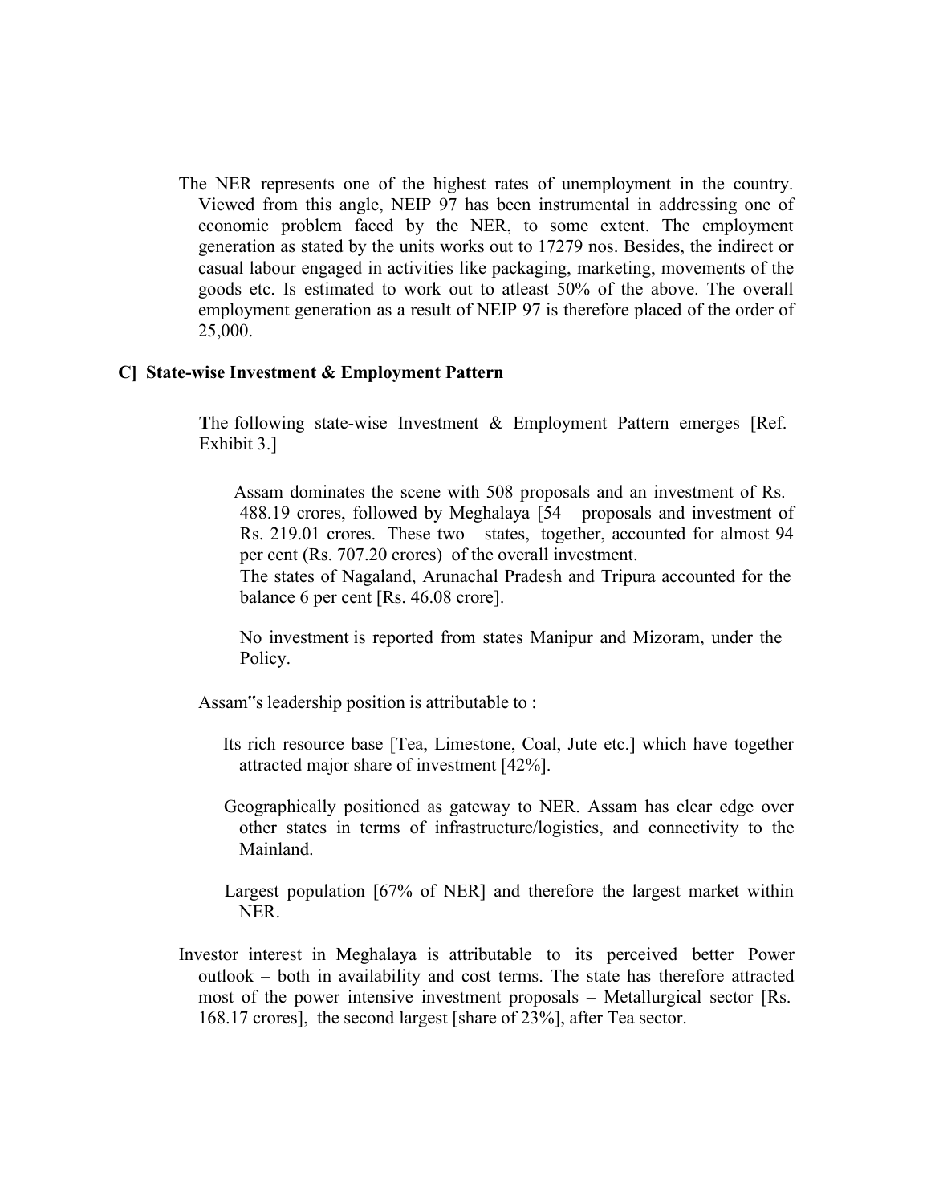The NER represents one of the highest rates of unemployment in the country. Viewed from this angle, NEIP 97 has been instrumental in addressing one of economic problem faced by the NER, to some extent. The employment generation as stated by the units works out to 17279 nos. Besides, the indirect or casual labour engaged in activities like packaging, marketing, movements of the goods etc. Is estimated to work out to atleast 50% of the above. The overall employment generation as a result of NEIP 97 is therefore placed of the order of 25,000.

### C] State-wise Investment & Employment Pattern

**T**he following state-wise Investment & Employment Pattern emerges [Ref. Exhibit 3.]

Assam dominates the scene with 508 proposals and an investment of Rs. 488.19 crores, followed by Meghalaya [54 proposals and investment of Rs. 219.01 crores. These two states, together, accounted for almost 94 per cent (Rs. 707.20 crores) of the overall investment.
The states of Nagaland, Arunachal Pradesh and Tripura accounted for the balance 6 per cent [Rs. 46.08 crore].

No investment is reported from states Manipur and Mizoram, under the Policy.

Assam"s leadership position is attributable to :

Its rich resource base [Tea, Limestone, Coal, Jute etc.] which have together attracted major share of investment [42%].

Geographically positioned as gateway to NER. Assam has clear edge over other states in terms of infrastructure/logistics, and connectivity to the Mainland.

Largest population [67% of NER] and therefore the largest market within NER.

Investor interest in Meghalaya is attributable to its perceived better Power outlook – both in availability and cost terms. The state has therefore attracted most of the power intensive investment proposals – Metallurgical sector [Rs. 168.17 crores], the second largest [share of 23%], after Tea sector.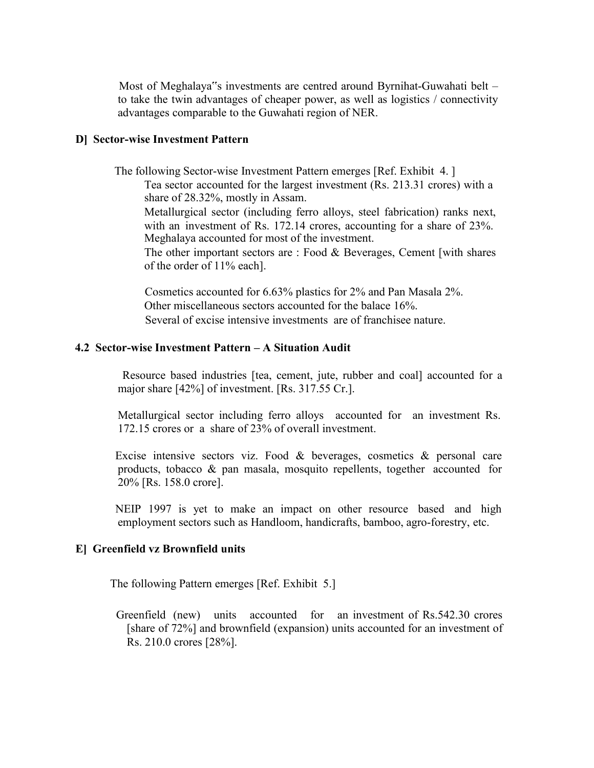Most of Meghalaya"s investments are centred around Byrnihat-Guwahati belt – to take the twin advantages of cheaper power, as well as logistics / connectivity advantages comparable to the Guwahati region of NER.

**D] Sector-wise Investment Pattern**

The following Sector-wise Investment Pattern emerges [Ref. Exhibit 4. ]

Tea sector accounted for the largest investment (Rs. 213.31 crores) with a share of 28.32%, mostly in Assam.

Metallurgical sector (including ferro alloys, steel fabrication) ranks next, with an investment of Rs. 172.14 crores, accounting for a share of 23%. Meghalaya accounted for most of the investment.

The other important sectors are : Food & Beverages, Cement [with shares of the order of 11% each].

Cosmetics accounted for 6.63% plastics for 2% and Pan Masala 2%.

Other miscellaneous sectors accounted for the balace 16%.

Several of excise intensive investments are of franchisee nature.

**4.2 Sector-wise Investment Pattern – A Situation Audit**

Resource based industries [tea, cement, jute, rubber and coal] accounted for a major share [42%] of investment. [Rs. 317.55 Cr.].

Metallurgical sector including ferro alloys accounted for an investment Rs. 172.15 crores or a share of 23% of overall investment.

Excise intensive sectors viz. Food & beverages, cosmetics & personal care products, tobacco & pan masala, mosquito repellents, together accounted for 20% [Rs. 158.0 crore].

NEIP 1997 is yet to make an impact on other resource based and high employment sectors such as Handloom, handicrafts, bamboo, agro-forestry, etc.

**E] Greenfield vz Brownfield units**

The following Pattern emerges [Ref. Exhibit 5.]

Greenfield (new) units accounted for an investment of Rs.542.30 crores [share of 72%] and brownfield (expansion) units accounted for an investment of Rs. 210.0 crores [28%].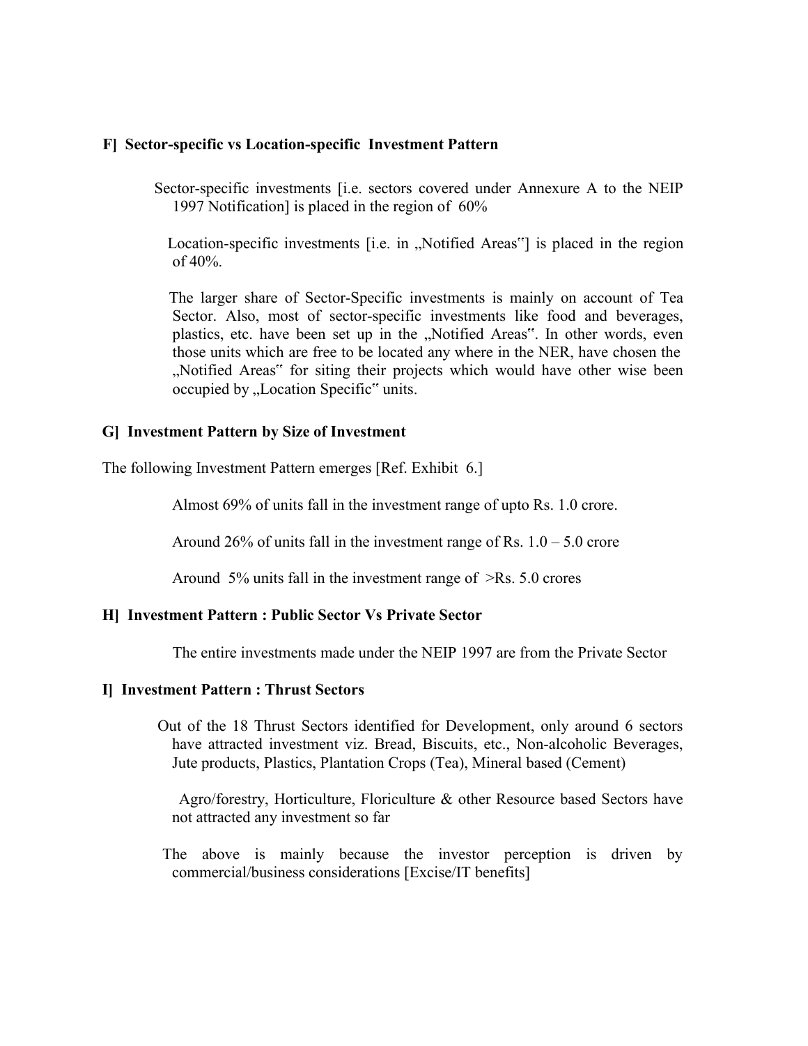### F] Sector-specific vs Location-specific Investment Pattern

Sector-specific investments [i.e. sectors covered under Annexure A to the NEIP 1997 Notification] is placed in the region of 60%

Location-specific investments [i.e. in „Notified Areas"] is placed in the region of 40%.

The larger share of Sector-Specific investments is mainly on account of Tea Sector. Also, most of sector-specific investments like food and beverages, plastics, etc. have been set up in the „Notified Areas". In other words, even those units which are free to be located any where in the NER, have chosen the „Notified Areas" for siting their projects which would have other wise been occupied by „Location Specific" units.

### G] Investment Pattern by Size of Investment

The following Investment Pattern emerges [Ref. Exhibit 6.]

Almost 69% of units fall in the investment range of upto Rs. 1.0 crore.

Around 26% of units fall in the investment range of Rs. 1.0 – 5.0 crore

Around 5% units fall in the investment range of >Rs. 5.0 crores

### H] Investment Pattern : Public Sector Vs Private Sector

The entire investments made under the NEIP 1997 are from the Private Sector

### I] Investment Pattern : Thrust Sectors

Out of the 18 Thrust Sectors identified for Development, only around 6 sectors have attracted investment viz. Bread, Biscuits, etc., Non-alcoholic Beverages, Jute products, Plastics, Plantation Crops (Tea), Mineral based (Cement)

Agro/forestry, Horticulture, Floriculture & other Resource based Sectors have not attracted any investment so far

The above is mainly because the investor perception is driven by commercial/business considerations [Excise/IT benefits]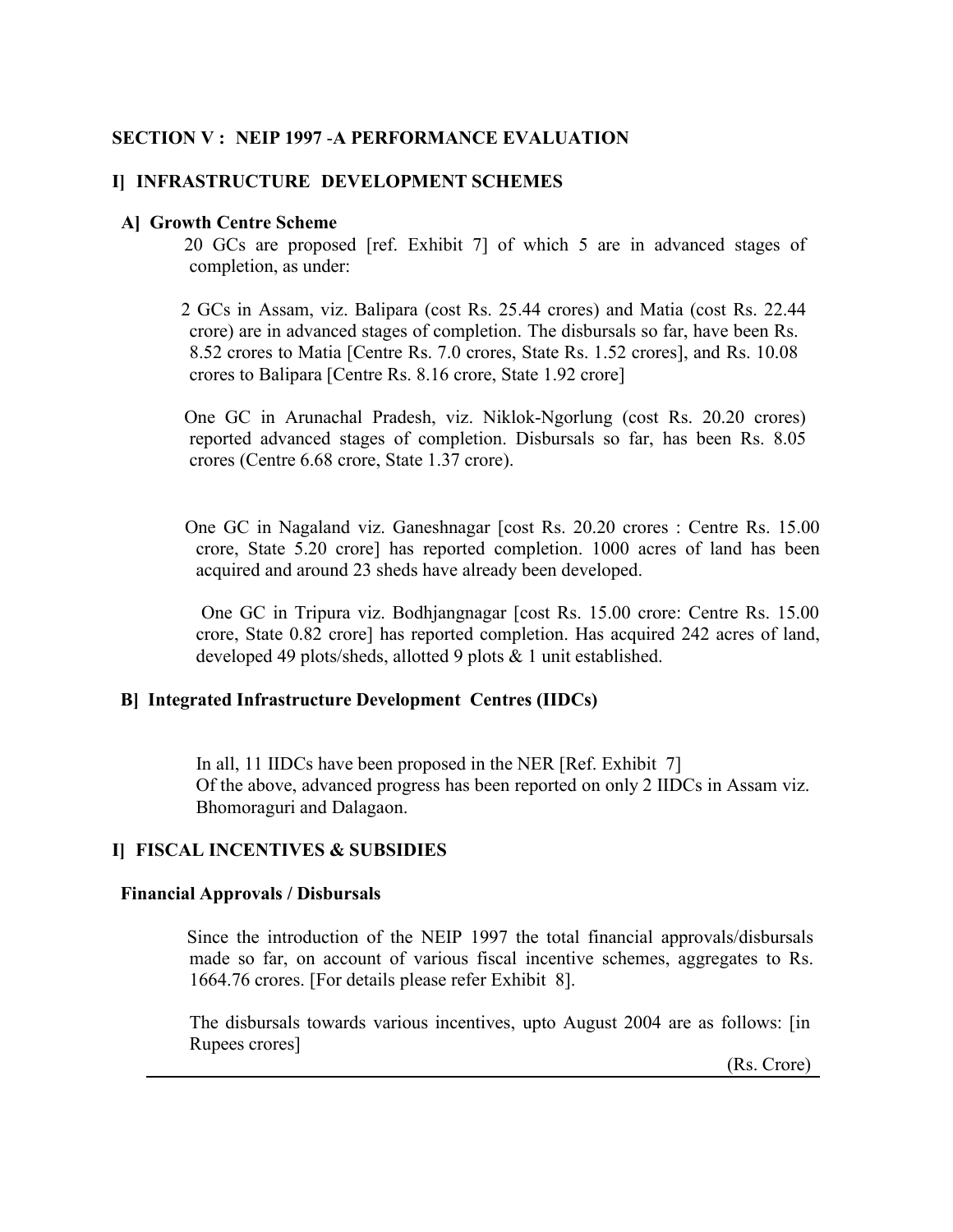**SECTION V : NEIP 1997 -A PERFORMANCE EVALUATION**

**I] INFRASTRUCTURE DEVELOPMENT SCHEMES**

**A] Growth Centre Scheme**

20 GCs are proposed [ref. Exhibit 7] of which 5 are in advanced stages of completion, as under:

2 GCs in Assam, viz. Balipara (cost Rs. 25.44 crores) and Matia (cost Rs. 22.44 crore) are in advanced stages of completion. The disbursals so far, have been Rs. 8.52 crores to Matia [Centre Rs. 7.0 crores, State Rs. 1.52 crores], and Rs. 10.08 crores to Balipara [Centre Rs. 8.16 crore, State 1.92 crore]

One GC in Arunachal Pradesh, viz. Niklok-Ngorlung (cost Rs. 20.20 crores) reported advanced stages of completion. Disbursals so far, has been Rs. 8.05 crores (Centre 6.68 crore, State 1.37 crore).

One GC in Nagaland viz. Ganeshnagar [cost Rs. 20.20 crores : Centre Rs. 15.00 crore, State 5.20 crore] has reported completion. 1000 acres of land has been acquired and around 23 sheds have already been developed.

One GC in Tripura viz. Bodhjangnagar [cost Rs. 15.00 crore: Centre Rs. 15.00 crore, State 0.82 crore] has reported completion. Has acquired 242 acres of land, developed 49 plots/sheds, allotted 9 plots & 1 unit established.

**B] Integrated Infrastructure Development Centres (IIDCs)**

In all, 11 IIDCs have been proposed in the NER [Ref. Exhibit 7]
Of the above, advanced progress has been reported on only 2 IIDCs in Assam viz. Bhomoraguri and Dalagaon.

**I] FISCAL INCENTIVES & SUBSIDIES**

**Financial Approvals / Disbursals**

Since the introduction of the NEIP 1997 the total financial approvals/disbursals made so far, on account of various fiscal incentive schemes, aggregates to Rs. 1664.76 crores. [For details please refer Exhibit 8].

The disbursals towards various incentives, upto August 2004 are as follows: [in Rupees crores]

(Rs. Crore)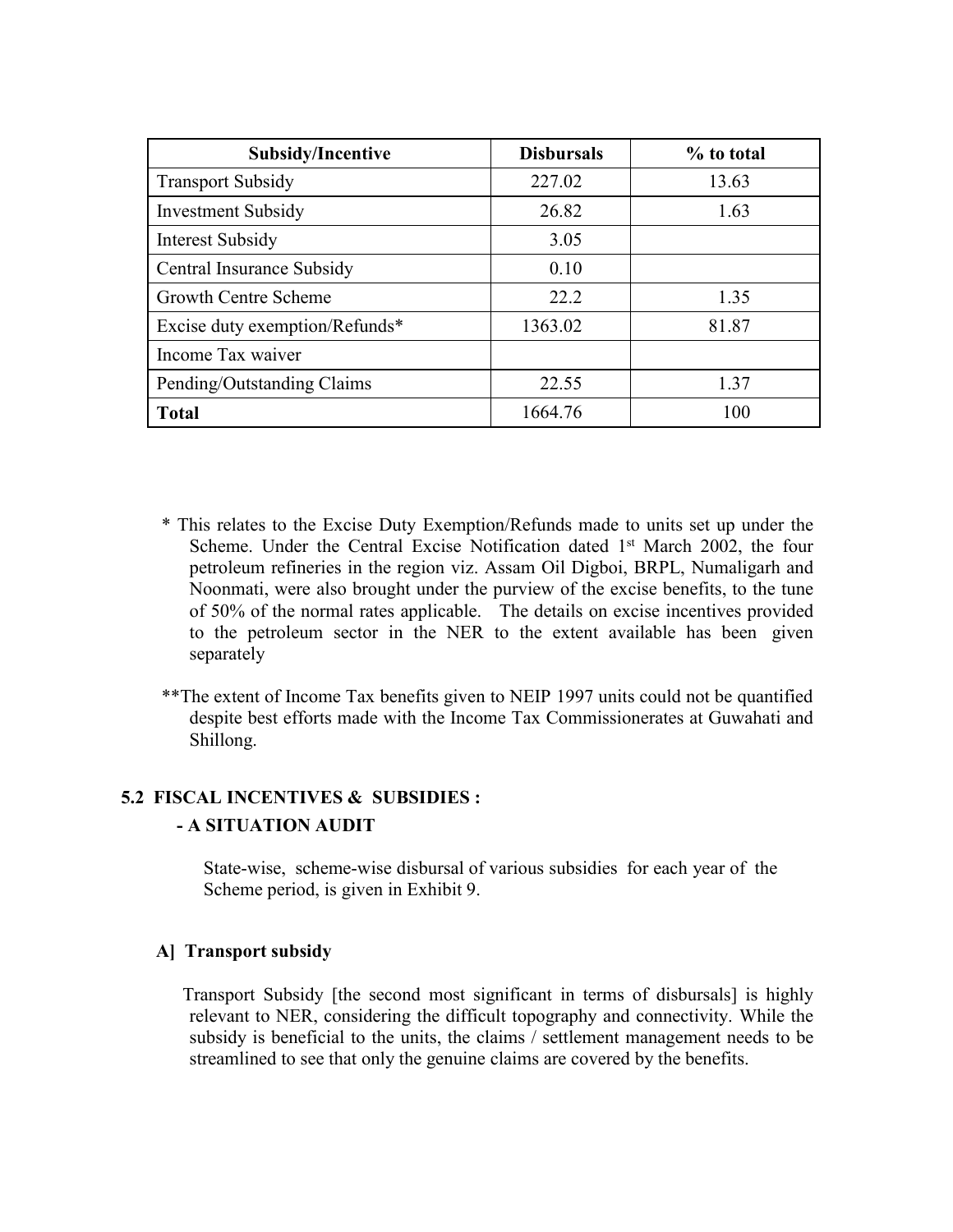| Subsidy/Incentive | Disbursals | % to total |
|---|---|---|
| Transport Subsidy | 227.02 | 13.63 |
| Investment Subsidy | 26.82 | 1.63 |
| Interest Subsidy | 3.05 | |
| Central Insurance Subsidy | 0.10 | |
| Growth Centre Scheme | 22.2 | 1.35 |
| Excise duty exemption/Refunds* | 1363.02 | 81.87 |
| Income Tax waiver | | |
| Pending/Outstanding Claims | 22.55 | 1.37 |
| **Total** | 1664.76 | 100 |

* This relates to the Excise Duty Exemption/Refunds made to units set up under the Scheme. Under the Central Excise Notification dated 1st March 2002, the four petroleum refineries in the region viz. Assam Oil Digboi, BRPL, Numaligarh and Noonmati, were also brought under the purview of the excise benefits, to the tune of 50% of the normal rates applicable. The details on excise incentives provided to the petroleum sector in the NER to the extent available has been given separately

**The extent of Income Tax benefits given to NEIP 1997 units could not be quantified despite best efforts made with the Income Tax Commissionerates at Guwahati and Shillong.

## 5.2 FISCAL INCENTIVES & SUBSIDIES : - A SITUATION AUDIT

State-wise, scheme-wise disbursal of various subsidies for each year of the Scheme period, is given in Exhibit 9.

### A] Transport subsidy

Transport Subsidy [the second most significant in terms of disbursals] is highly relevant to NER, considering the difficult topography and connectivity. While the subsidy is beneficial to the units, the claims / settlement management needs to be streamlined to see that only the genuine claims are covered by the benefits.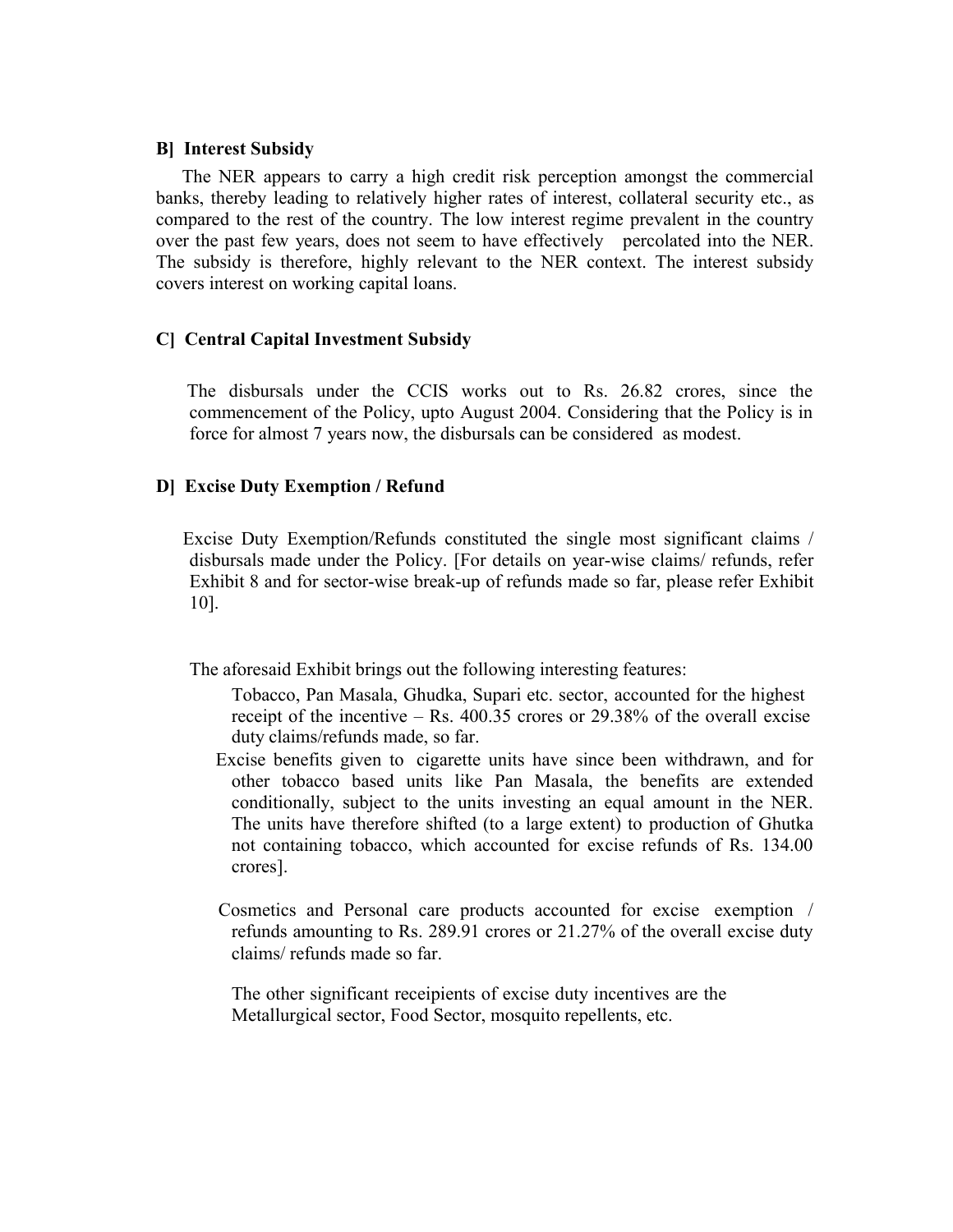**B] Interest Subsidy**

The NER appears to carry a high credit risk perception amongst the commercial banks, thereby leading to relatively higher rates of interest, collateral security etc., as compared to the rest of the country. The low interest regime prevalent in the country over the past few years, does not seem to have effectively percolated into the NER. The subsidy is therefore, highly relevant to the NER context. The interest subsidy covers interest on working capital loans.

**C] Central Capital Investment Subsidy**

The disbursals under the CCIS works out to Rs. 26.82 crores, since the commencement of the Policy, upto August 2004. Considering that the Policy is in force for almost 7 years now, the disbursals can be considered as modest.

**D] Excise Duty Exemption / Refund**

Excise Duty Exemption/Refunds constituted the single most significant claims / disbursals made under the Policy. [For details on year-wise claims/ refunds, refer Exhibit 8 and for sector-wise break-up of refunds made so far, please refer Exhibit 10].

The aforesaid Exhibit brings out the following interesting features:

Tobacco, Pan Masala, Ghudka, Supari etc. sector, accounted for the highest receipt of the incentive – Rs. 400.35 crores or 29.38% of the overall excise duty claims/refunds made, so far.

Excise benefits given to cigarette units have since been withdrawn, and for other tobacco based units like Pan Masala, the benefits are extended conditionally, subject to the units investing an equal amount in the NER. The units have therefore shifted (to a large extent) to production of Ghutka not containing tobacco, which accounted for excise refunds of Rs. 134.00 crores].

Cosmetics and Personal care products accounted for excise exemption / refunds amounting to Rs. 289.91 crores or 21.27% of the overall excise duty claims/ refunds made so far.

The other significant receipients of excise duty incentives are the Metallurgical sector, Food Sector, mosquito repellents, etc.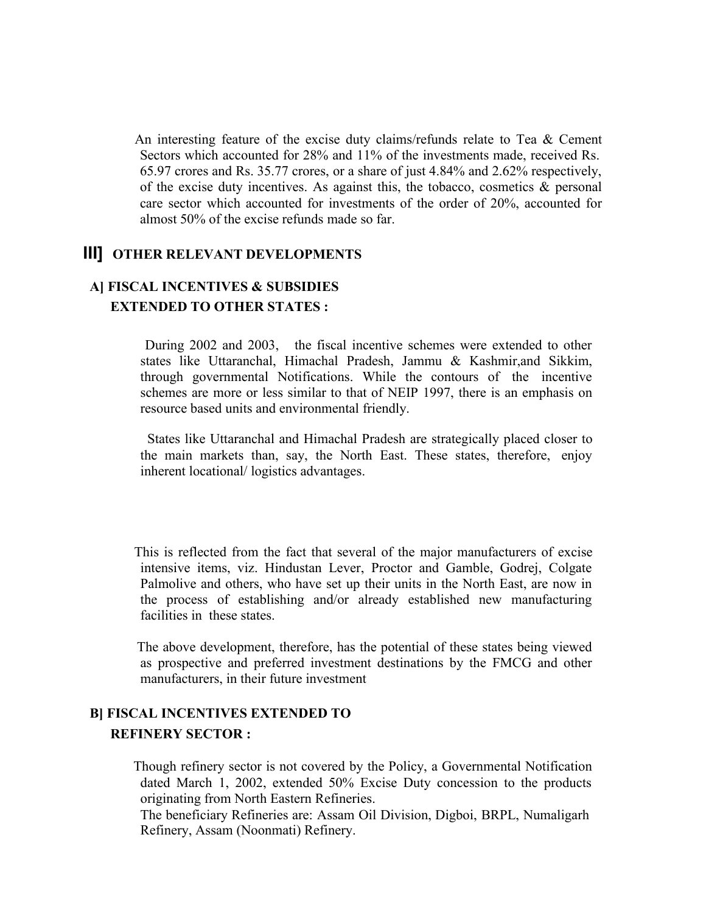An interesting feature of the excise duty claims/refunds relate to Tea & Cement Sectors which accounted for 28% and 11% of the investments made, received Rs. 65.97 crores and Rs. 35.77 crores, or a share of just 4.84% and 2.62% respectively, of the excise duty incentives. As against this, the tobacco, cosmetics & personal care sector which accounted for investments of the order of 20%, accounted for almost 50% of the excise refunds made so far.

## III] OTHER RELEVANT DEVELOPMENTS

### A] FISCAL INCENTIVES & SUBSIDIES EXTENDED TO OTHER STATES :

During 2002 and 2003, the fiscal incentive schemes were extended to other states like Uttaranchal, Himachal Pradesh, Jammu & Kashmir,and Sikkim, through governmental Notifications. While the contours of the incentive schemes are more or less similar to that of NEIP 1997, there is an emphasis on resource based units and environmental friendly.

States like Uttaranchal and Himachal Pradesh are strategically placed closer to the main markets than, say, the North East. These states, therefore, enjoy inherent locational/ logistics advantages.

This is reflected from the fact that several of the major manufacturers of excise intensive items, viz. Hindustan Lever, Proctor and Gamble, Godrej, Colgate Palmolive and others, who have set up their units in the North East, are now in the process of establishing and/or already established new manufacturing facilities in these states.

The above development, therefore, has the potential of these states being viewed as prospective and preferred investment destinations by the FMCG and other manufacturers, in their future investment

### B] FISCAL INCENTIVES EXTENDED TO REFINERY SECTOR :

Though refinery sector is not covered by the Policy, a Governmental Notification dated March 1, 2002, extended 50% Excise Duty concession to the products originating from North Eastern Refineries.
The beneficiary Refineries are: Assam Oil Division, Digboi, BRPL, Numaligarh Refinery, Assam (Noonmati) Refinery.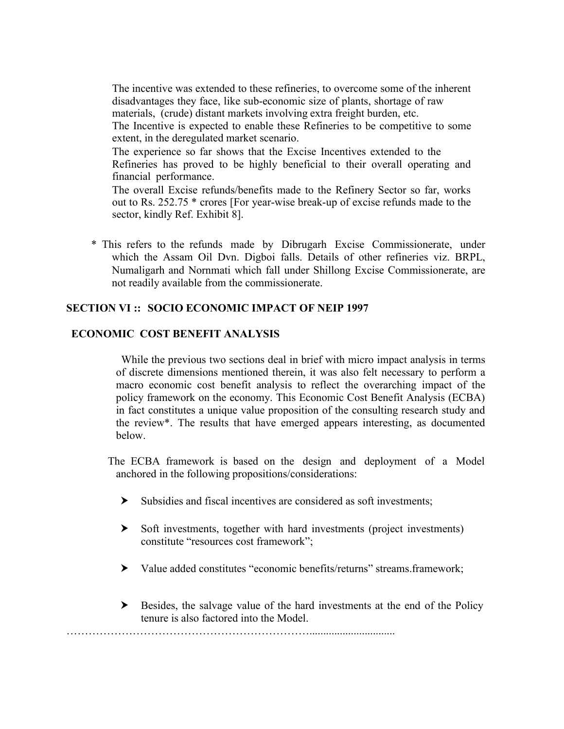The incentive was extended to these refineries, to overcome some of the inherent disadvantages they face, like sub-economic size of plants, shortage of raw materials, (crude) distant markets involving extra freight burden, etc.

The Incentive is expected to enable these Refineries to be competitive to some extent, in the deregulated market scenario.

The experience so far shows that the Excise Incentives extended to the Refineries has proved to be highly beneficial to their overall operating and financial performance.

The overall Excise refunds/benefits made to the Refinery Sector so far, works out to Rs. 252.75 * crores [For year-wise break-up of excise refunds made to the sector, kindly Ref. Exhibit 8].

\* This refers to the refunds made by Dibrugarh Excise Commissionerate, under which the Assam Oil Dvn. Digboi falls. Details of other refineries viz. BRPL, Numaligarh and Nornmati which fall under Shillong Excise Commissionerate, are not readily available from the commissionerate.

## SECTION VI :: SOCIO ECONOMIC IMPACT OF NEIP 1997

### ECONOMIC COST BENEFIT ANALYSIS

While the previous two sections deal in brief with micro impact analysis in terms of discrete dimensions mentioned therein, it was also felt necessary to perform a macro economic cost benefit analysis to reflect the overarching impact of the policy framework on the economy. This Economic Cost Benefit Analysis (ECBA) in fact constitutes a unique value proposition of the consulting research study and the review*. The results that have emerged appears interesting, as documented below.

The ECBA framework is based on the design and deployment of a Model anchored in the following propositions/considerations:

- Subsidies and fiscal incentives are considered as soft investments;
- Soft investments, together with hard investments (project investments) constitute "resources cost framework";
- Value added constitutes "economic benefits/returns" streams.framework;
- Besides, the salvage value of the hard investments at the end of the Policy tenure is also factored into the Model.

……………………………………………………………...............................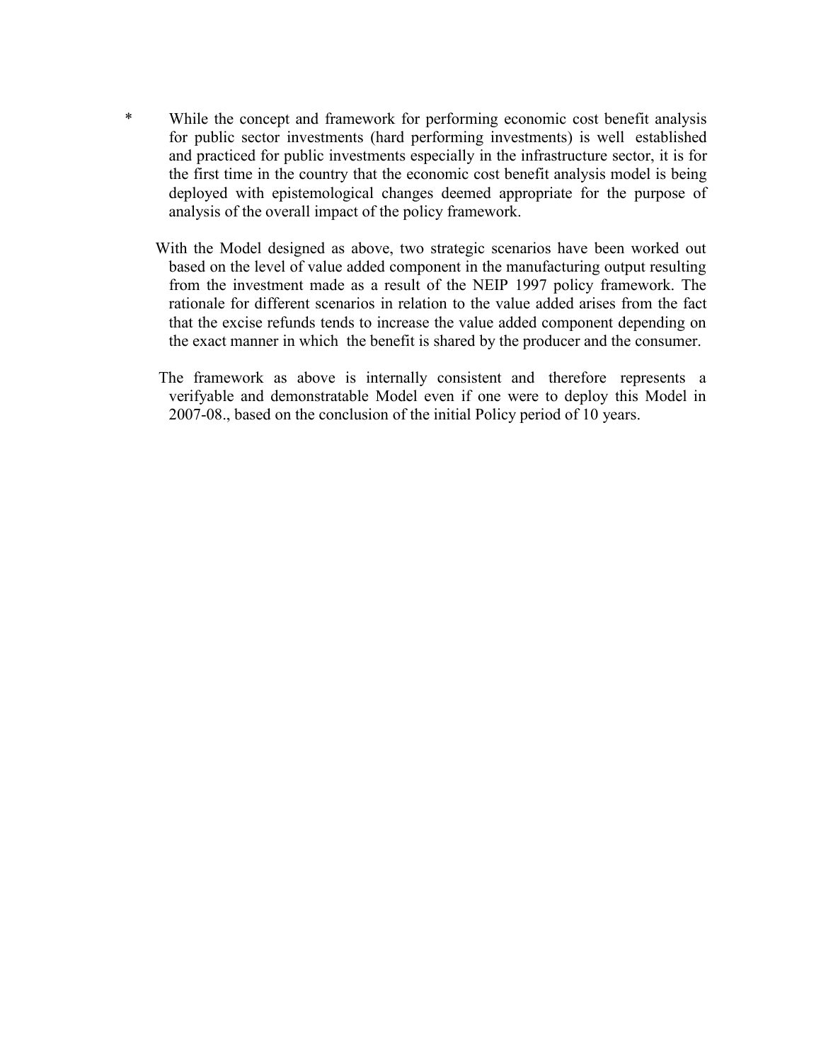*   While the concept and framework for performing economic cost benefit analysis for public sector investments (hard performing investments) is well established and practiced for public investments especially in the infrastructure sector, it is for the first time in the country that the economic cost benefit analysis model is being deployed with epistemological changes deemed appropriate for the purpose of analysis of the overall impact of the policy framework.

With the Model designed as above, two strategic scenarios have been worked out based on the level of value added component in the manufacturing output resulting from the investment made as a result of the NEIP 1997 policy framework. The rationale for different scenarios in relation to the value added arises from the fact that the excise refunds tends to increase the value added component depending on the exact manner in which the benefit is shared by the producer and the consumer.

The framework as above is internally consistent and therefore represents a verifyable and demonstratable Model even if one were to deploy this Model in 2007-08., based on the conclusion of the initial Policy period of 10 years.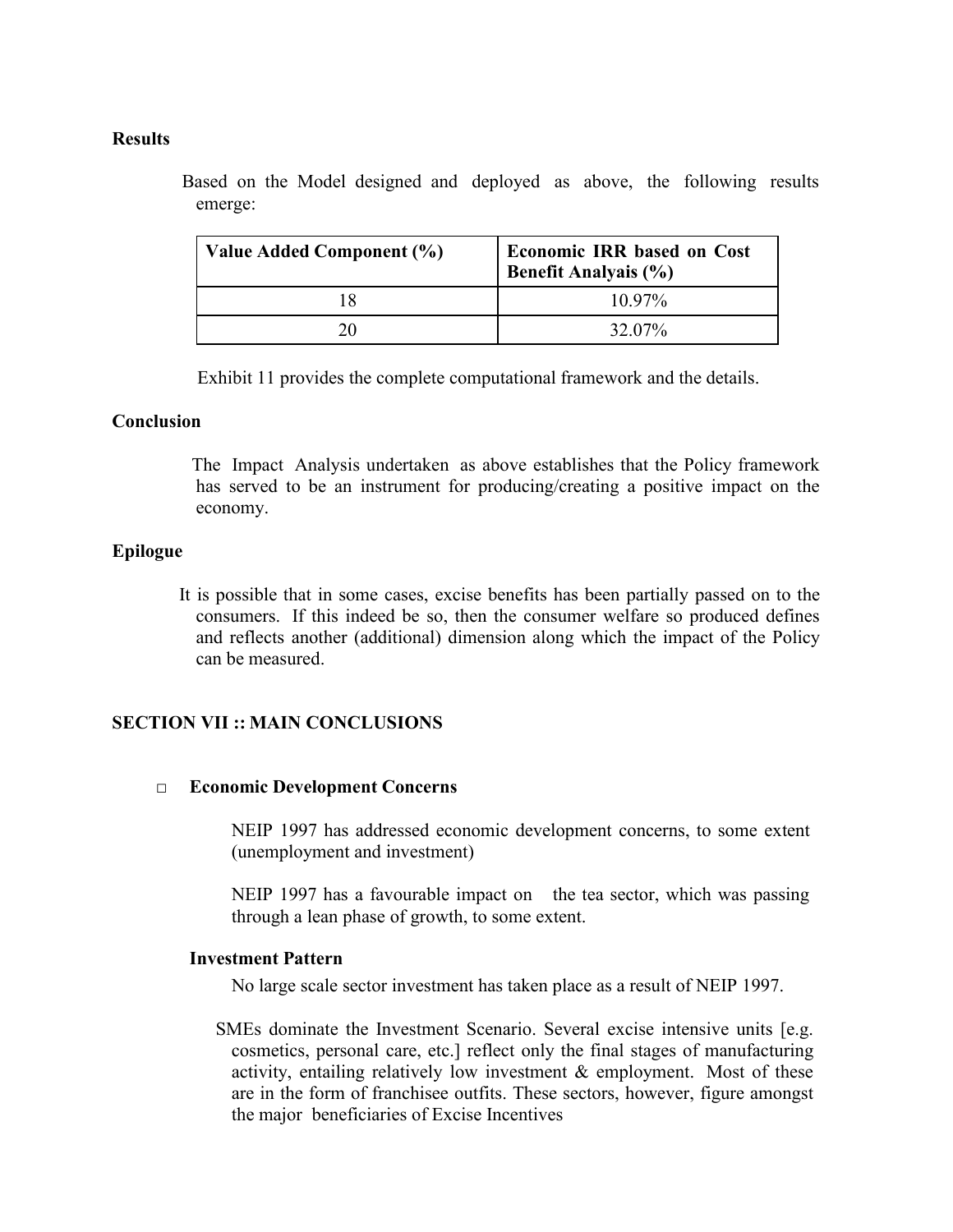**Results**

Based on the Model designed and deployed as above, the following results emerge:

| Value Added Component (%) | Economic IRR based on Cost Benefit Analyais (%) |
|---|---|
| 18 | 10.97% |
| 20 | 32.07% |

Exhibit 11 provides the complete computational framework and the details.

**Conclusion**

The Impact Analysis undertaken as above establishes that the Policy framework has served to be an instrument for producing/creating a positive impact on the economy.

**Epilogue**

It is possible that in some cases, excise benefits has been partially passed on to the consumers. If this indeed be so, then the consumer welfare so produced defines and reflects another (additional) dimension along which the impact of the Policy can be measured.

## SECTION VII :: MAIN CONCLUSIONS

- **Economic Development Concerns**

  NEIP 1997 has addressed economic development concerns, to some extent (unemployment and investment)

  NEIP 1997 has a favourable impact on the tea sector, which was passing through a lean phase of growth, to some extent.

**Investment Pattern**

No large scale sector investment has taken place as a result of NEIP 1997.

SMEs dominate the Investment Scenario. Several excise intensive units [e.g. cosmetics, personal care, etc.] reflect only the final stages of manufacturing activity, entailing relatively low investment & employment. Most of these are in the form of franchisee outfits. These sectors, however, figure amongst the major beneficiaries of Excise Incentives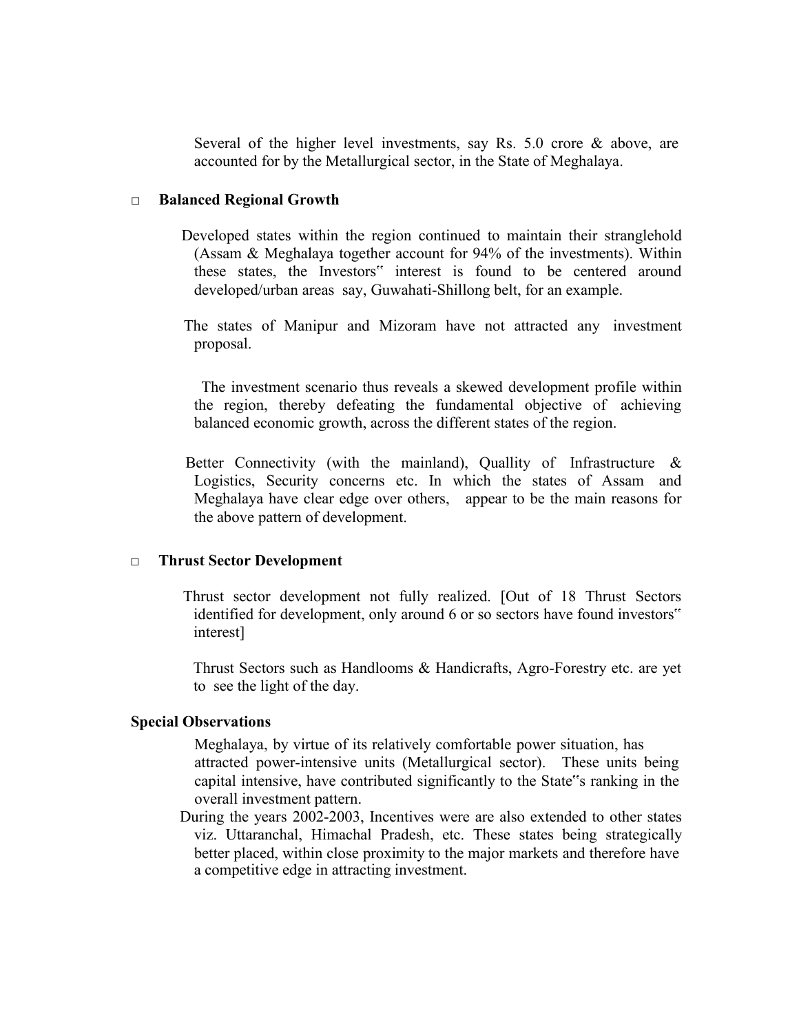Several of the higher level investments, say Rs. 5.0 crore & above, are accounted for by the Metallurgical sector, in the State of Meghalaya.

- **Balanced Regional Growth**

Developed states within the region continued to maintain their stranglehold (Assam & Meghalaya together account for 94% of the investments). Within these states, the Investors" interest is found to be centered around developed/urban areas say, Guwahati-Shillong belt, for an example.

The states of Manipur and Mizoram have not attracted any investment proposal.

The investment scenario thus reveals a skewed development profile within the region, thereby defeating the fundamental objective of achieving balanced economic growth, across the different states of the region.

Better Connectivity (with the mainland), Quallity of Infrastructure & Logistics, Security concerns etc. In which the states of Assam and Meghalaya have clear edge over others, appear to be the main reasons for the above pattern of development.

- **Thrust Sector Development**

Thrust sector development not fully realized. [Out of 18 Thrust Sectors identified for development, only around 6 or so sectors have found investors" interest]

Thrust Sectors such as Handlooms & Handicrafts, Agro-Forestry etc. are yet to see the light of the day.

**Special Observations**

Meghalaya, by virtue of its relatively comfortable power situation, has attracted power-intensive units (Metallurgical sector). These units being capital intensive, have contributed significantly to the State"s ranking in the overall investment pattern.

During the years 2002-2003, Incentives were are also extended to other states viz. Uttaranchal, Himachal Pradesh, etc. These states being strategically better placed, within close proximity to the major markets and therefore have a competitive edge in attracting investment.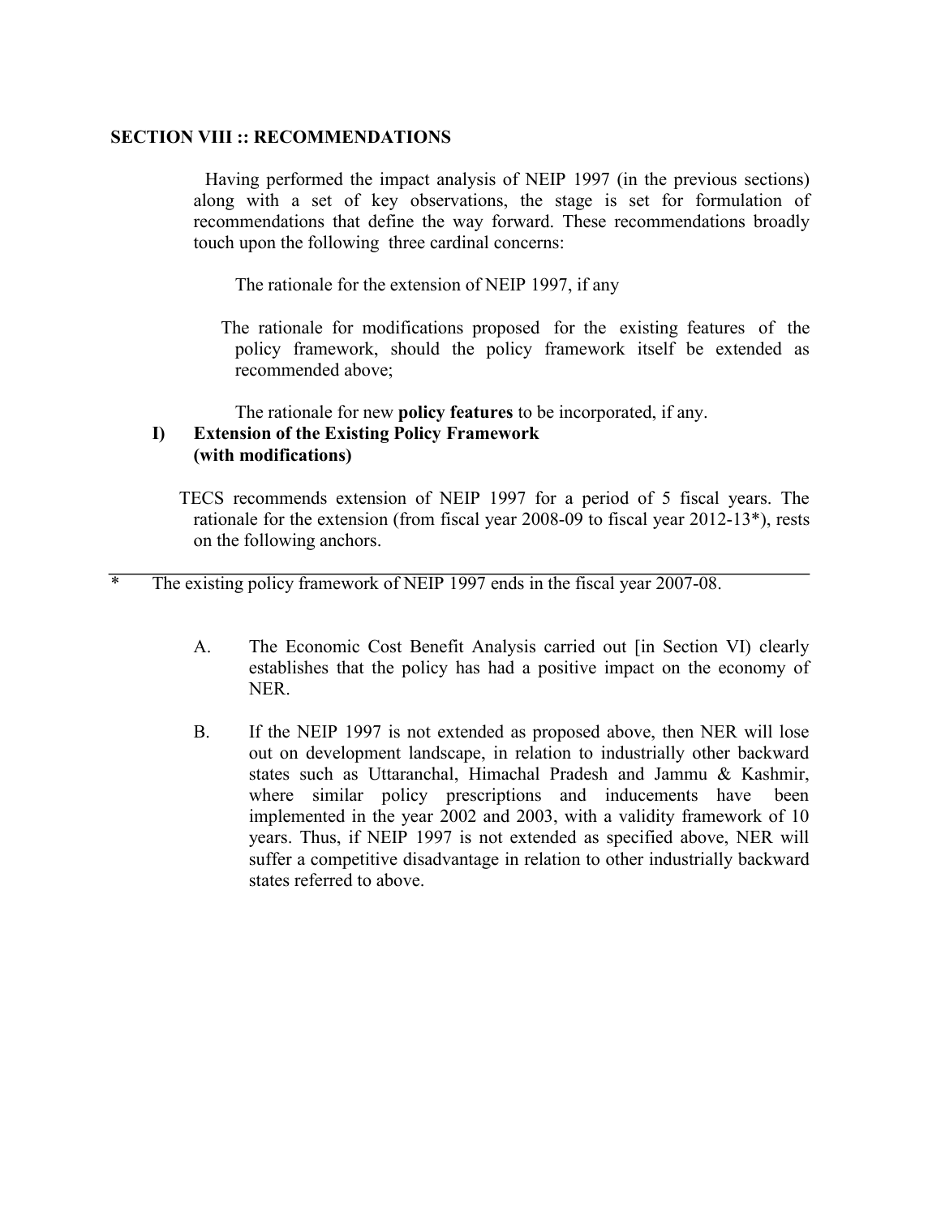## SECTION VIII :: RECOMMENDATIONS

Having performed the impact analysis of NEIP 1997 (in the previous sections) along with a set of key observations, the stage is set for formulation of recommendations that define the way forward. These recommendations broadly touch upon the following three cardinal concerns:

The rationale for the extension of NEIP 1997, if any

The rationale for modifications proposed for the existing features of the policy framework, should the policy framework itself be extended as recommended above;

The rationale for new **policy features** to be incorporated, if any.

### I) Extension of the Existing Policy Framework (with modifications)

TECS recommends extension of NEIP 1997 for a period of 5 fiscal years. The rationale for the extension (from fiscal year 2008-09 to fiscal year 2012-13*), rests on the following anchors.

---

\* The existing policy framework of NEIP 1997 ends in the fiscal year 2007-08.

A. The Economic Cost Benefit Analysis carried out [in Section VI) clearly establishes that the policy has had a positive impact on the economy of NER.

B. If the NEIP 1997 is not extended as proposed above, then NER will lose out on development landscape, in relation to industrially other backward states such as Uttaranchal, Himachal Pradesh and Jammu & Kashmir, where similar policy prescriptions and inducements have been implemented in the year 2002 and 2003, with a validity framework of 10 years. Thus, if NEIP 1997 is not extended as specified above, NER will suffer a competitive disadvantage in relation to other industrially backward states referred to above.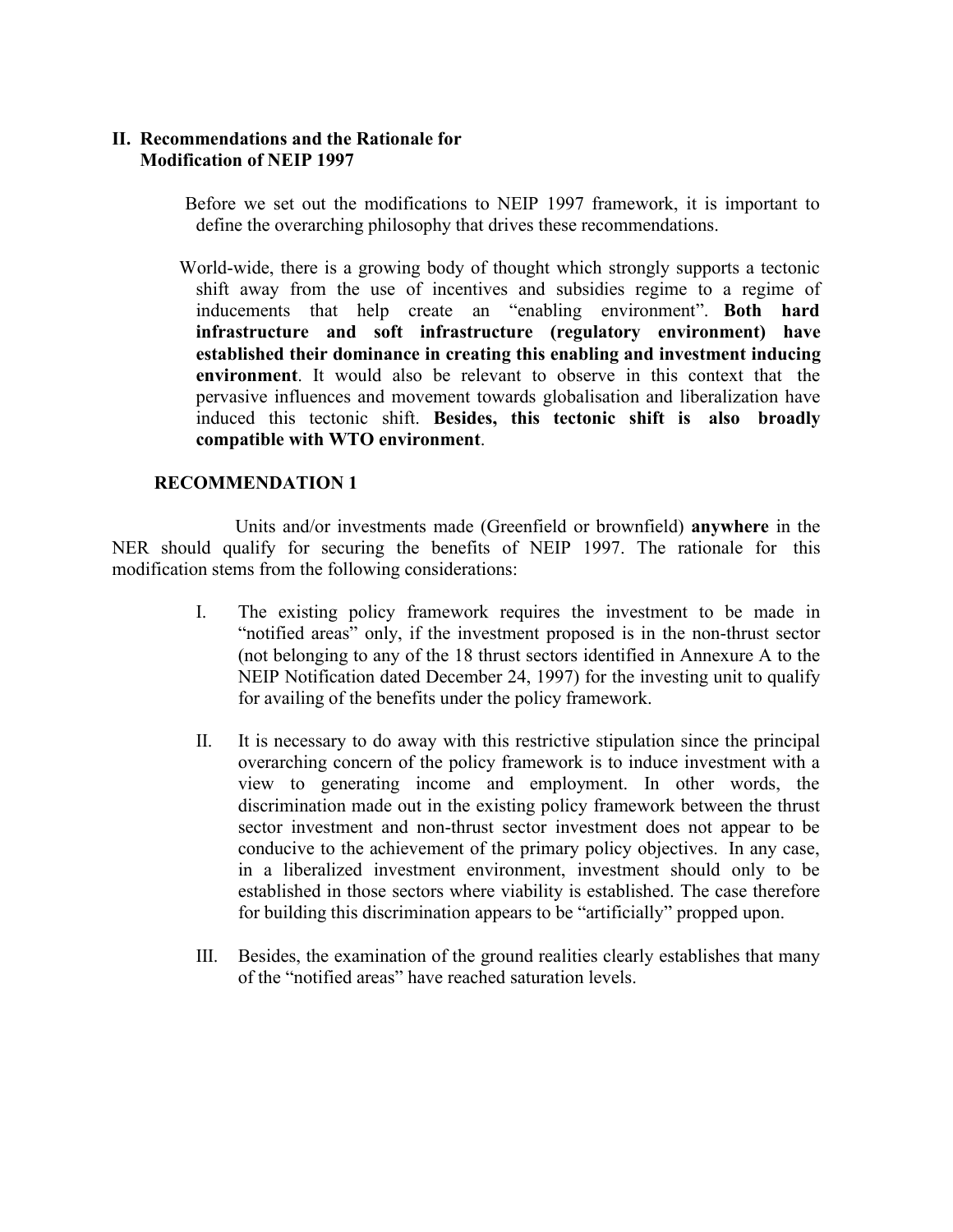## II. Recommendations and the Rationale for Modification of NEIP 1997

Before we set out the modifications to NEIP 1997 framework, it is important to define the overarching philosophy that drives these recommendations.

World-wide, there is a growing body of thought which strongly supports a tectonic shift away from the use of incentives and subsidies regime to a regime of inducements that help create an "enabling environment". **Both hard infrastructure and soft infrastructure (regulatory environment) have established their dominance in creating this enabling and investment inducing environment**. It would also be relevant to observe in this context that the pervasive influences and movement towards globalisation and liberalization have induced this tectonic shift. **Besides, this tectonic shift is also broadly compatible with WTO environment**.

### RECOMMENDATION 1

Units and/or investments made (Greenfield or brownfield) **anywhere** in the NER should qualify for securing the benefits of NEIP 1997. The rationale for this modification stems from the following considerations:

I. The existing policy framework requires the investment to be made in "notified areas" only, if the investment proposed is in the non-thrust sector (not belonging to any of the 18 thrust sectors identified in Annexure A to the NEIP Notification dated December 24, 1997) for the investing unit to qualify for availing of the benefits under the policy framework.

II. It is necessary to do away with this restrictive stipulation since the principal overarching concern of the policy framework is to induce investment with a view to generating income and employment. In other words, the discrimination made out in the existing policy framework between the thrust sector investment and non-thrust sector investment does not appear to be conducive to the achievement of the primary policy objectives. In any case, in a liberalized investment environment, investment should only to be established in those sectors where viability is established. The case therefore for building this discrimination appears to be "artificially" propped upon.

III. Besides, the examination of the ground realities clearly establishes that many of the "notified areas" have reached saturation levels.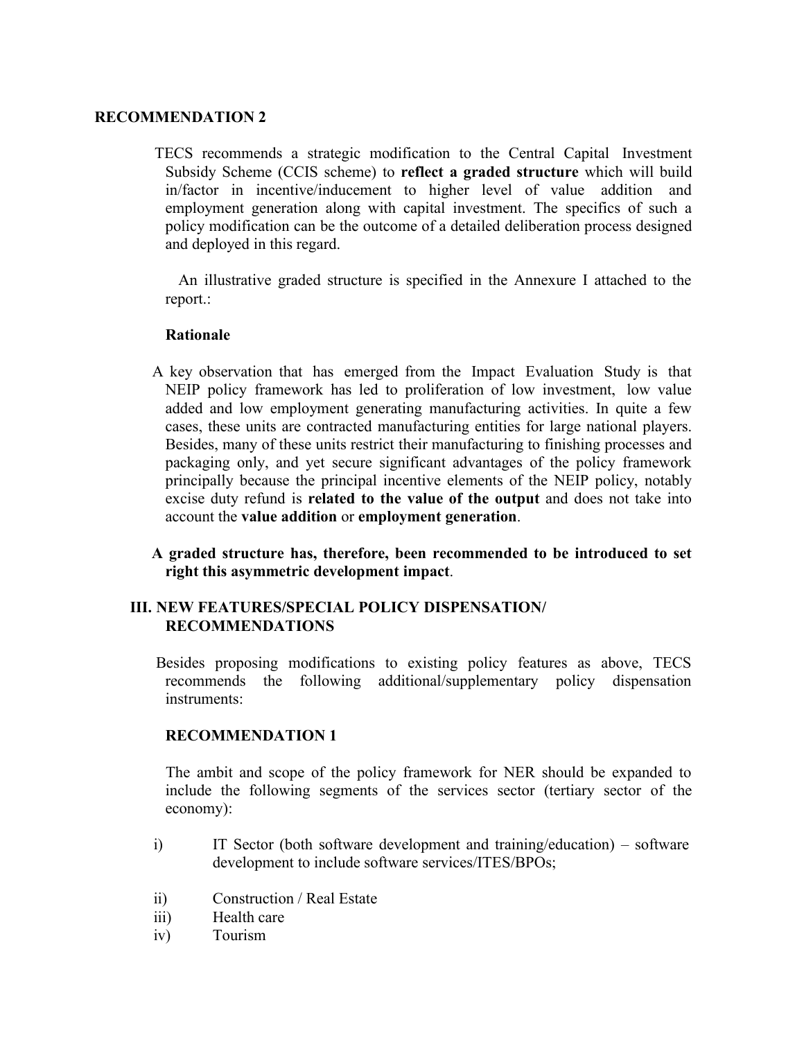**RECOMMENDATION 2**

TECS recommends a strategic modification to the Central Capital Investment Subsidy Scheme (CCIS scheme) to **reflect a graded structure** which will build in/factor in incentive/inducement to higher level of value addition and employment generation along with capital investment. The specifics of such a policy modification can be the outcome of a detailed deliberation process designed and deployed in this regard.

An illustrative graded structure is specified in the Annexure I attached to the report.:

**Rationale**

A key observation that has emerged from the Impact Evaluation Study is that NEIP policy framework has led to proliferation of low investment, low value added and low employment generating manufacturing activities. In quite a few cases, these units are contracted manufacturing entities for large national players. Besides, many of these units restrict their manufacturing to finishing processes and packaging only, and yet secure significant advantages of the policy framework principally because the principal incentive elements of the NEIP policy, notably excise duty refund is **related to the value of the output** and does not take into account the **value addition** or **employment generation**.

**A graded structure has, therefore, been recommended to be introduced to set right this asymmetric development impact**.

## III. NEW FEATURES/SPECIAL POLICY DISPENSATION/ RECOMMENDATIONS

Besides proposing modifications to existing policy features as above, TECS recommends the following additional/supplementary policy dispensation instruments:

**RECOMMENDATION 1**

The ambit and scope of the policy framework for NER should be expanded to include the following segments of the services sector (tertiary sector of the economy):

i) IT Sector (both software development and training/education) – software development to include software services/ITES/BPOs;

ii) Construction / Real Estate

iii) Health care

iv) Tourism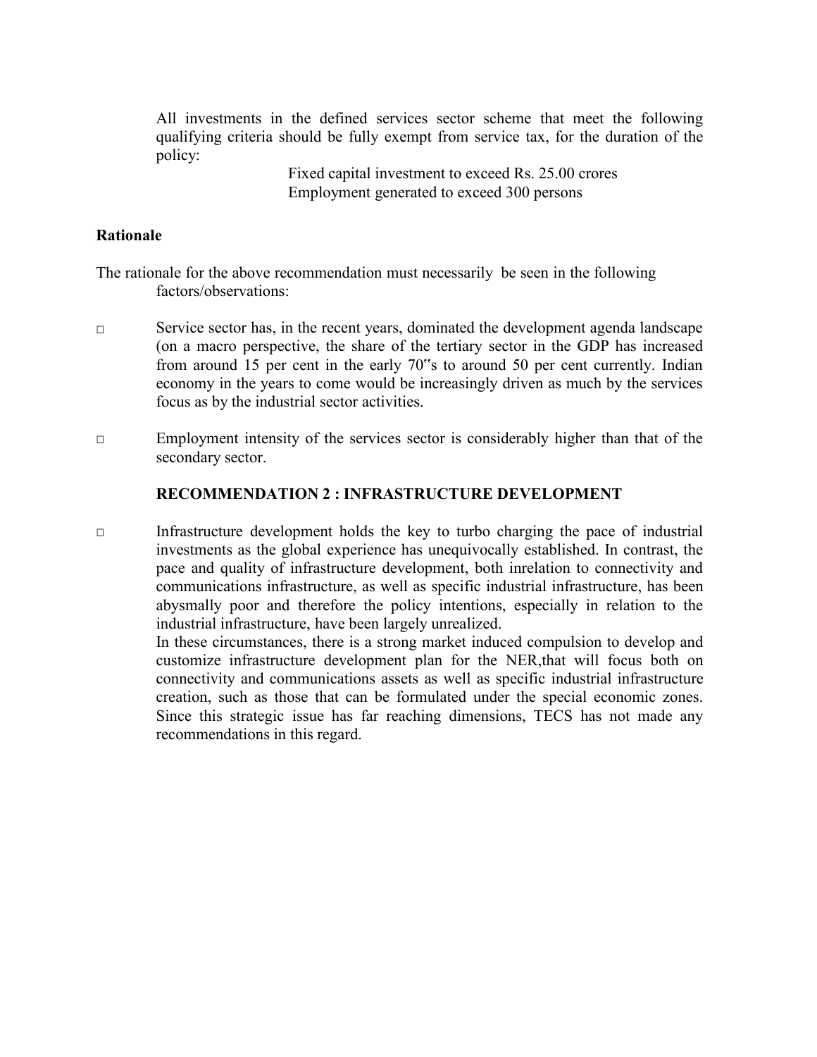All investments in the defined services sector scheme that meet the following qualifying criteria should be fully exempt from service tax, for the duration of the policy:

Fixed capital investment to exceed Rs. 25.00 crores
Employment generated to exceed 300 persons

**Rationale**

The rationale for the above recommendation must necessarily be seen in the following factors/observations:

- Service sector has, in the recent years, dominated the development agenda landscape (on a macro perspective, the share of the tertiary sector in the GDP has increased from around 15 per cent in the early 70"s to around 50 per cent currently. Indian economy in the years to come would be increasingly driven as much by the services focus as by the industrial sector activities.

- Employment intensity of the services sector is considerably higher than that of the secondary sector.

**RECOMMENDATION 2 : INFRASTRUCTURE DEVELOPMENT**

- Infrastructure development holds the key to turbo charging the pace of industrial investments as the global experience has unequivocally established. In contrast, the pace and quality of infrastructure development, both inrelation to connectivity and communications infrastructure, as well as specific industrial infrastructure, has been abysmally poor and therefore the policy intentions, especially in relation to the industrial infrastructure, have been largely unrealized.

  In these circumstances, there is a strong market induced compulsion to develop and customize infrastructure development plan for the NER,that will focus both on connectivity and communications assets as well as specific industrial infrastructure creation, such as those that can be formulated under the special economic zones. Since this strategic issue has far reaching dimensions, TECS has not made any recommendations in this regard.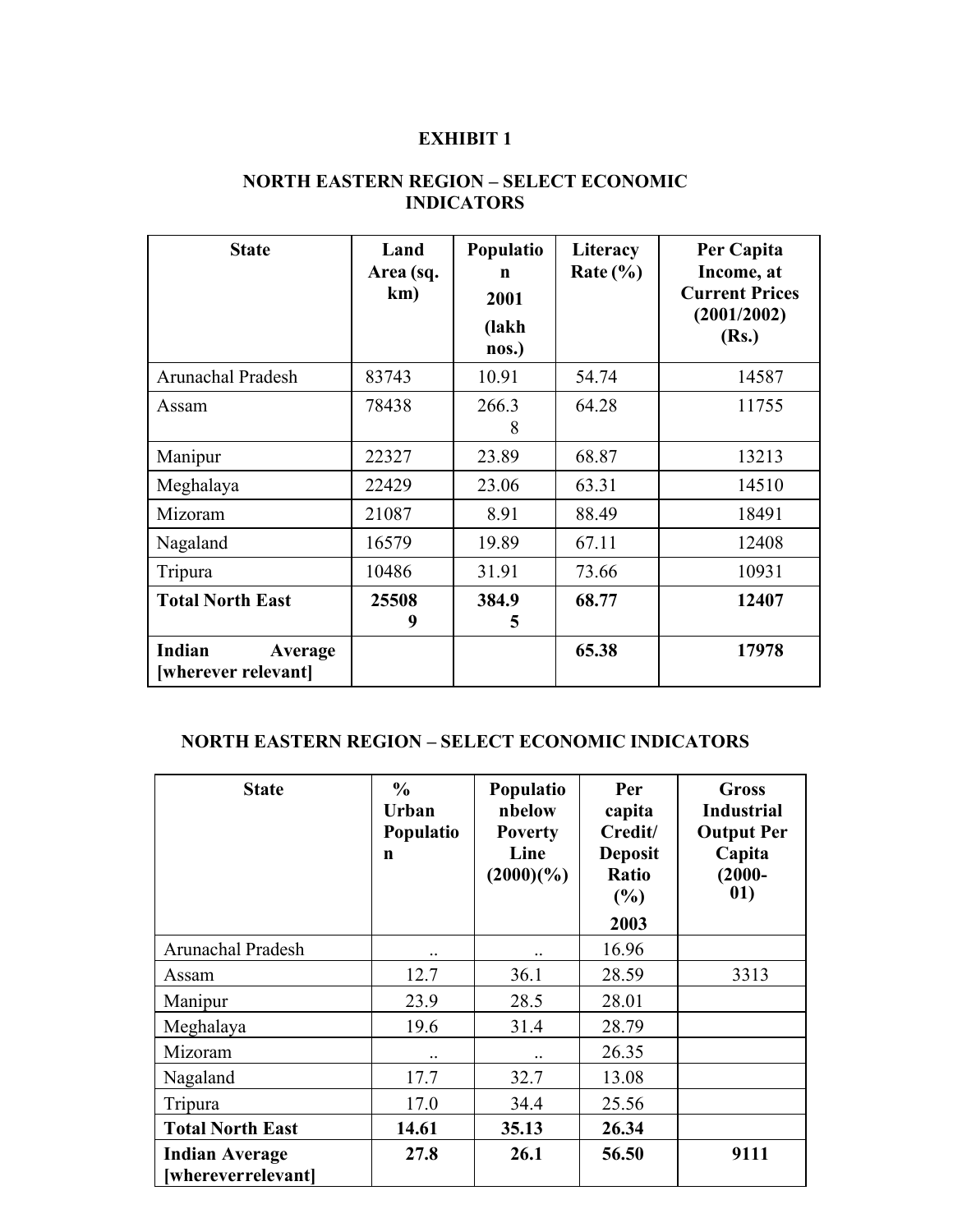# EXHIBIT 1

## NORTH EASTERN REGION – SELECT ECONOMIC INDICATORS

| State | Land Area (sq. km) | Population 2001 (lakh nos.) | Literacy Rate (%) | Per Capita Income, at Current Prices (2001/2002) (Rs.) |
|---|---|---|---|---|
| Arunachal Pradesh | 83743 | 10.91 | 54.74 | 14587 |
| Assam | 78438 | 266.38 | 64.28 | 11755 |
| Manipur | 22327 | 23.89 | 68.87 | 13213 |
| Meghalaya | 22429 | 23.06 | 63.31 | 14510 |
| Mizoram | 21087 | 8.91 | 88.49 | 18491 |
| Nagaland | 16579 | 19.89 | 67.11 | 12408 |
| Tripura | 10486 | 31.91 | 73.66 | 10931 |
| **Total North East** | **255089** | **384.95** | **68.77** | **12407** |
| **Indian Average [wherever relevant]** | | | **65.38** | **17978** |

## NORTH EASTERN REGION – SELECT ECONOMIC INDICATORS

| State | % Urban Population | Populationbelow Poverty Line (2000)(%) | Per capita Credit/ Deposit Ratio (%) 2003 | Gross Industrial Output Per Capita (2000-01) |
|---|---|---|---|---|
| Arunachal Pradesh | .. | .. | 16.96 | |
| Assam | 12.7 | 36.1 | 28.59 | 3313 |
| Manipur | 23.9 | 28.5 | 28.01 | |
| Meghalaya | 19.6 | 31.4 | 28.79 | |
| Mizoram | .. | .. | 26.35 | |
| Nagaland | 17.7 | 32.7 | 13.08 | |
| Tripura | 17.0 | 34.4 | 25.56 | |
| **Total North East** | **14.61** | **35.13** | **26.34** | |
| **Indian Average [whereverrelevant]** | **27.8** | **26.1** | **56.50** | **9111** |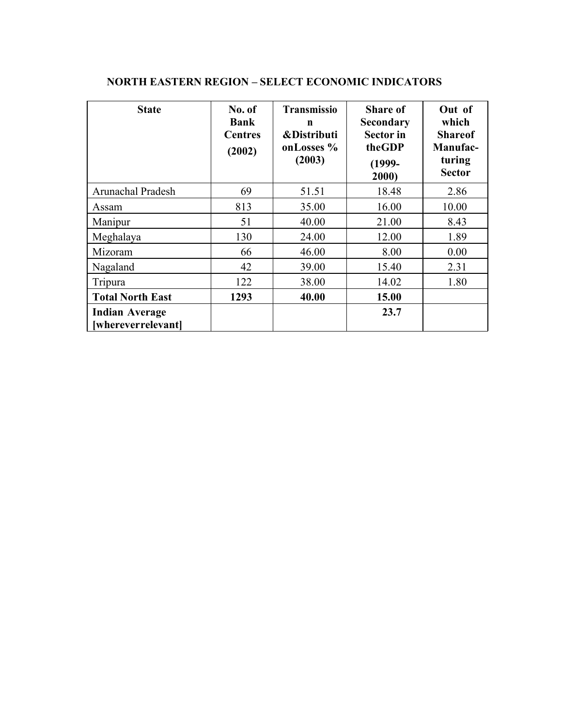## NORTH EASTERN REGION – SELECT ECONOMIC INDICATORS

| State | No. of Bank Centres (2002) | Transmission &Distribution Losses % (2003) | Share of Secondary Sector in the GDP (1999-2000) | Out of which Share of Manufacturing Sector |
|---|---|---|---|---|
| Arunachal Pradesh | 69 | 51.51 | 18.48 | 2.86 |
| Assam | 813 | 35.00 | 16.00 | 10.00 |
| Manipur | 51 | 40.00 | 21.00 | 8.43 |
| Meghalaya | 130 | 24.00 | 12.00 | 1.89 |
| Mizoram | 66 | 46.00 | 8.00 | 0.00 |
| Nagaland | 42 | 39.00 | 15.40 | 2.31 |
| Tripura | 122 | 38.00 | 14.02 | 1.80 |
| **Total North East** | **1293** | **40.00** | **15.00** | |
| **Indian Average [whereverrelevant]** | | | **23.7** | |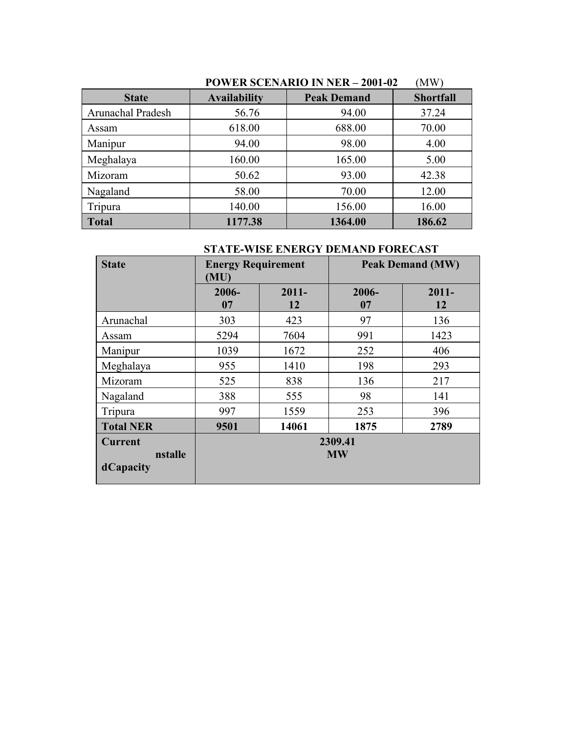**POWER SCENARIO IN NER – 2001-02** (MW)

| State | Availability | Peak Demand | Shortfall |
|---|---|---|---|
| Arunachal Pradesh | 56.76 | 94.00 | 37.24 |
| Assam | 618.00 | 688.00 | 70.00 |
| Manipur | 94.00 | 98.00 | 4.00 |
| Meghalaya | 160.00 | 165.00 | 5.00 |
| Mizoram | 50.62 | 93.00 | 42.38 |
| Nagaland | 58.00 | 70.00 | 12.00 |
| Tripura | 140.00 | 156.00 | 16.00 |
| **Total** | **1177.38** | **1364.00** | **186.62** |

**STATE-WISE ENERGY DEMAND FORECAST**

| State | Energy Requirement (MU) | | Peak Demand (MW) | |
|---|---|---|---|---|
| | 2006-07 | 2011-12 | 2006-07 | 2011-12 |
| Arunachal | 303 | 423 | 97 | 136 |
| Assam | 5294 | 7604 | 991 | 1423 |
| Manipur | 1039 | 1672 | 252 | 406 |
| Meghalaya | 955 | 1410 | 198 | 293 |
| Mizoram | 525 | 838 | 136 | 217 |
| Nagaland | 388 | 555 | 98 | 141 |
| Tripura | 997 | 1559 | 253 | 396 |
| **Total NER** | **9501** | **14061** | **1875** | **2789** |
| **Current nstalle dCapacity** | **2309.41 MW** | | | |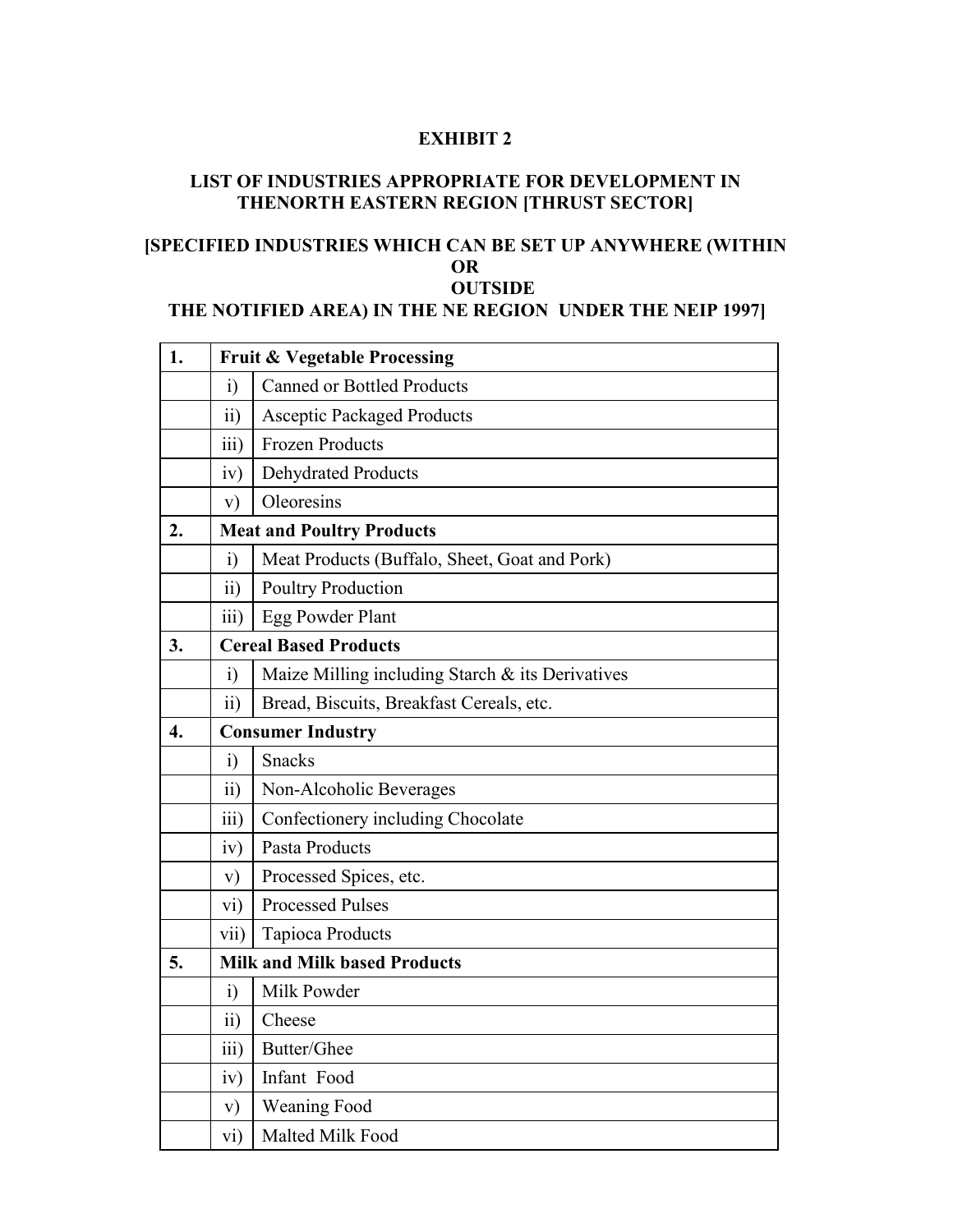**EXHIBIT 2**

**LIST OF INDUSTRIES APPROPRIATE FOR DEVELOPMENT IN THENORTH EASTERN REGION [THRUST SECTOR]**

**[SPECIFIED INDUSTRIES WHICH CAN BE SET UP ANYWHERE (WITHIN OR OUTSIDE THE NOTIFIED AREA) IN THE NE REGION UNDER THE NEIP 1997]**

| | | |
|---|---|---|
| **1.** | **Fruit & Vegetable Processing** | |
| | i) | Canned or Bottled Products |
| | ii) | Asceptic Packaged Products |
| | iii) | Frozen Products |
| | iv) | Dehydrated Products |
| | v) | Oleoresins |
| **2.** | **Meat and Poultry Products** | |
| | i) | Meat Products (Buffalo, Sheet, Goat and Pork) |
| | ii) | Poultry Production |
| | iii) | Egg Powder Plant |
| **3.** | **Cereal Based Products** | |
| | i) | Maize Milling including Starch & its Derivatives |
| | ii) | Bread, Biscuits, Breakfast Cereals, etc. |
| **4.** | **Consumer Industry** | |
| | i) | Snacks |
| | ii) | Non-Alcoholic Beverages |
| | iii) | Confectionery including Chocolate |
| | iv) | Pasta Products |
| | v) | Processed Spices, etc. |
| | vi) | Processed Pulses |
| | vii) | Tapioca Products |
| **5.** | **Milk and Milk based Products** | |
| | i) | Milk Powder |
| | ii) | Cheese |
| | iii) | Butter/Ghee |
| | iv) | Infant Food |
| | v) | Weaning Food |
| | vi) | Malted Milk Food |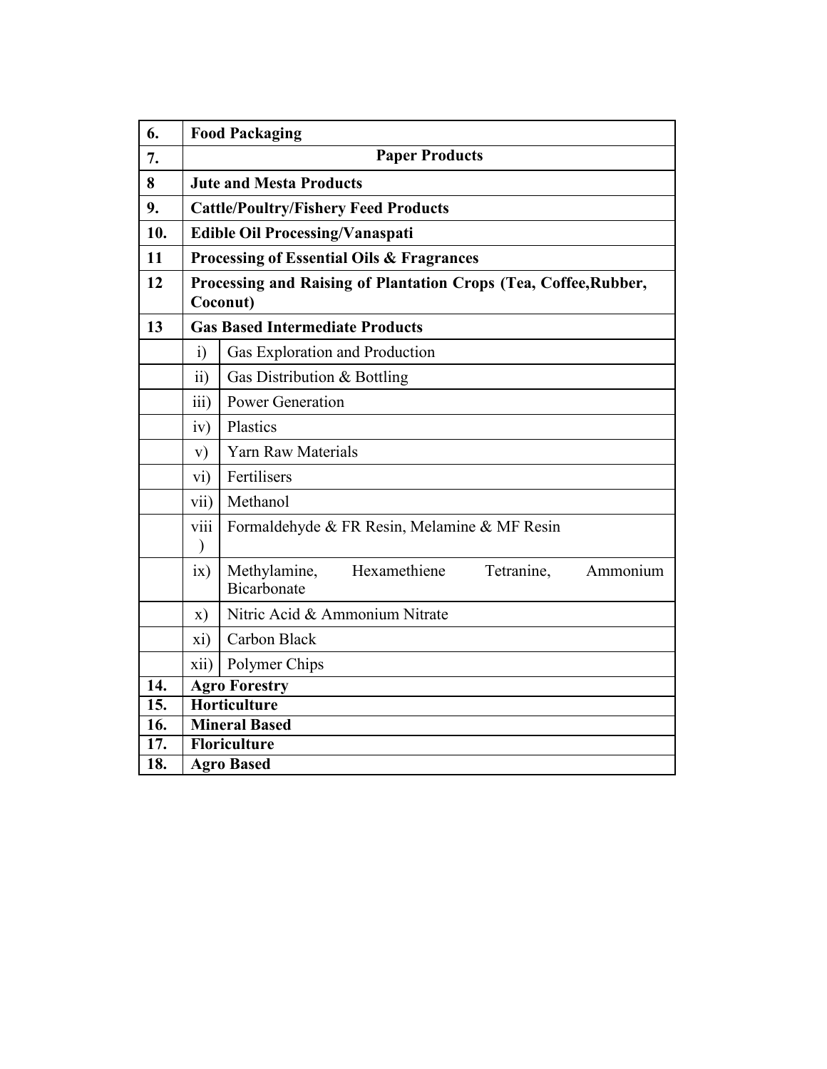| | | |
|---|---|---|
| 6. | **Food Packaging** | |
| 7. | **Paper Products** | |
| 8 | **Jute and Mesta Products** | |
| 9. | **Cattle/Poultry/Fishery Feed Products** | |
| 10. | **Edible Oil Processing/Vanaspati** | |
| 11 | **Processing of Essential Oils & Fragrances** | |
| 12 | **Processing and Raising of Plantation Crops (Tea, Coffee,Rubber, Coconut)** | |
| 13 | **Gas Based Intermediate Products** | |
| | i) | Gas Exploration and Production |
| | ii) | Gas Distribution & Bottling |
| | iii) | Power Generation |
| | iv) | Plastics |
| | v) | Yarn Raw Materials |
| | vi) | Fertilisers |
| | vii) | Methanol |
| | viii) | Formaldehyde & FR Resin, Melamine & MF Resin |
| | ix) | Methylamine, Hexamethiene Tetranine, Ammonium Bicarbonate |
| | x) | Nitric Acid & Ammonium Nitrate |
| | xi) | Carbon Black |
| | xii) | Polymer Chips |
| 14. | **Agro Forestry** | |
| 15. | **Horticulture** | |
| 16. | **Mineral Based** | |
| 17. | **Floriculture** | |
| 18. | **Agro Based** | |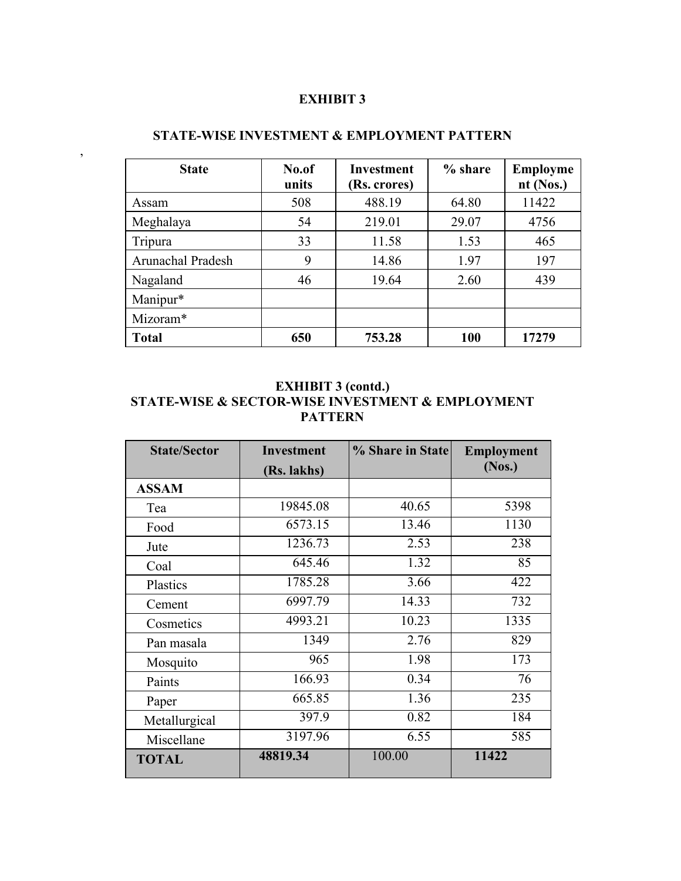# EXHIBIT 3

## STATE-WISE INVESTMENT & EMPLOYMENT PATTERN

| State | No.of units | Investment (Rs. crores) | % share | Employment (Nos.) |
|---|---|---|---|---|
| Assam | 508 | 488.19 | 64.80 | 11422 |
| Meghalaya | 54 | 219.01 | 29.07 | 4756 |
| Tripura | 33 | 11.58 | 1.53 | 465 |
| Arunachal Pradesh | 9 | 14.86 | 1.97 | 197 |
| Nagaland | 46 | 19.64 | 2.60 | 439 |
| Manipur* | | | | |
| Mizoram* | | | | |
| **Total** | **650** | **753.28** | **100** | **17279** |

## EXHIBIT 3 (contd.)
## STATE-WISE & SECTOR-WISE INVESTMENT & EMPLOYMENT PATTERN

| State/Sector | Investment (Rs. lakhs) | % Share in State | Employment (Nos.) |
|---|---|---|---|
| **ASSAM** | | | |
| Tea | 19845.08 | 40.65 | 5398 |
| Food | 6573.15 | 13.46 | 1130 |
| Jute | 1236.73 | 2.53 | 238 |
| Coal | 645.46 | 1.32 | 85 |
| Plastics | 1785.28 | 3.66 | 422 |
| Cement | 6997.79 | 14.33 | 732 |
| Cosmetics | 4993.21 | 10.23 | 1335 |
| Pan masala | 1349 | 2.76 | 829 |
| Mosquito | 965 | 1.98 | 173 |
| Paints | 166.93 | 0.34 | 76 |
| Paper | 665.85 | 1.36 | 235 |
| Metallurgical | 397.9 | 0.82 | 184 |
| Miscellane | 3197.96 | 6.55 | 585 |
| **TOTAL** | **48819.34** | 100.00 | **11422** |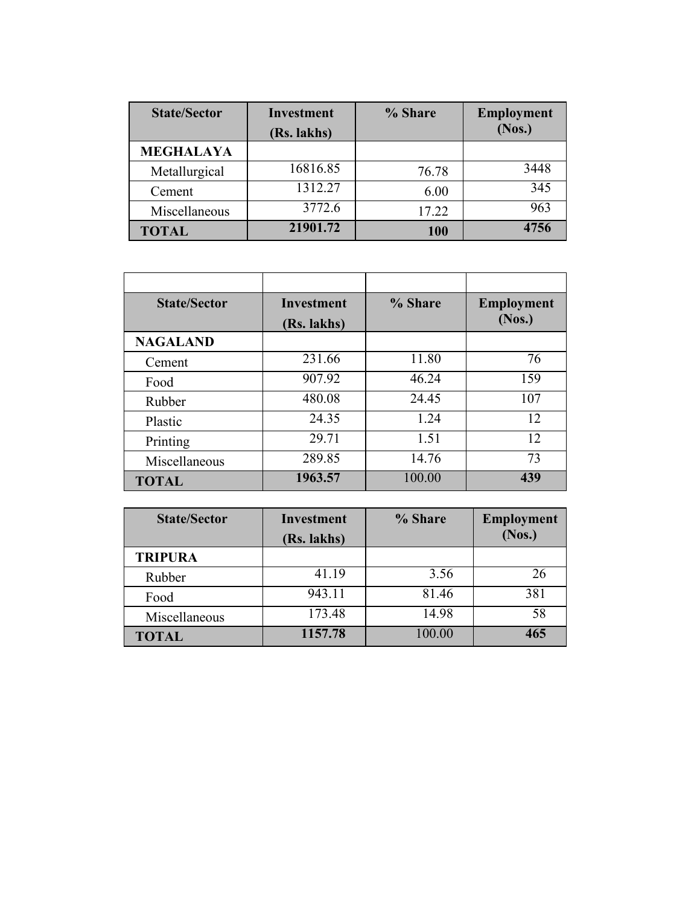| State/Sector | Investment (Rs. lakhs) | % Share | Employment (Nos.) |
|---|---|---|---|
| **MEGHALAYA** | | | |
| Metallurgical | 16816.85 | 76.78 | 3448 |
| Cement | 1312.27 | 6.00 | 345 |
| Miscellaneous | 3772.6 | 17.22 | 963 |
| **TOTAL** | **21901.72** | **100** | **4756** |

| State/Sector | Investment (Rs. lakhs) | % Share | Employment (Nos.) |
|---|---|---|---|
| **NAGALAND** | | | |
| Cement | 231.66 | 11.80 | 76 |
| Food | 907.92 | 46.24 | 159 |
| Rubber | 480.08 | 24.45 | 107 |
| Plastic | 24.35 | 1.24 | 12 |
| Printing | 29.71 | 1.51 | 12 |
| Miscellaneous | 289.85 | 14.76 | 73 |
| **TOTAL** | **1963.57** | 100.00 | **439** |

| State/Sector | Investment (Rs. lakhs) | % Share | Employment (Nos.) |
|---|---|---|---|
| **TRIPURA** | | | |
| Rubber | 41.19 | 3.56 | 26 |
| Food | 943.11 | 81.46 | 381 |
| Miscellaneous | 173.48 | 14.98 | 58 |
| **TOTAL** | **1157.78** | 100.00 | **465** |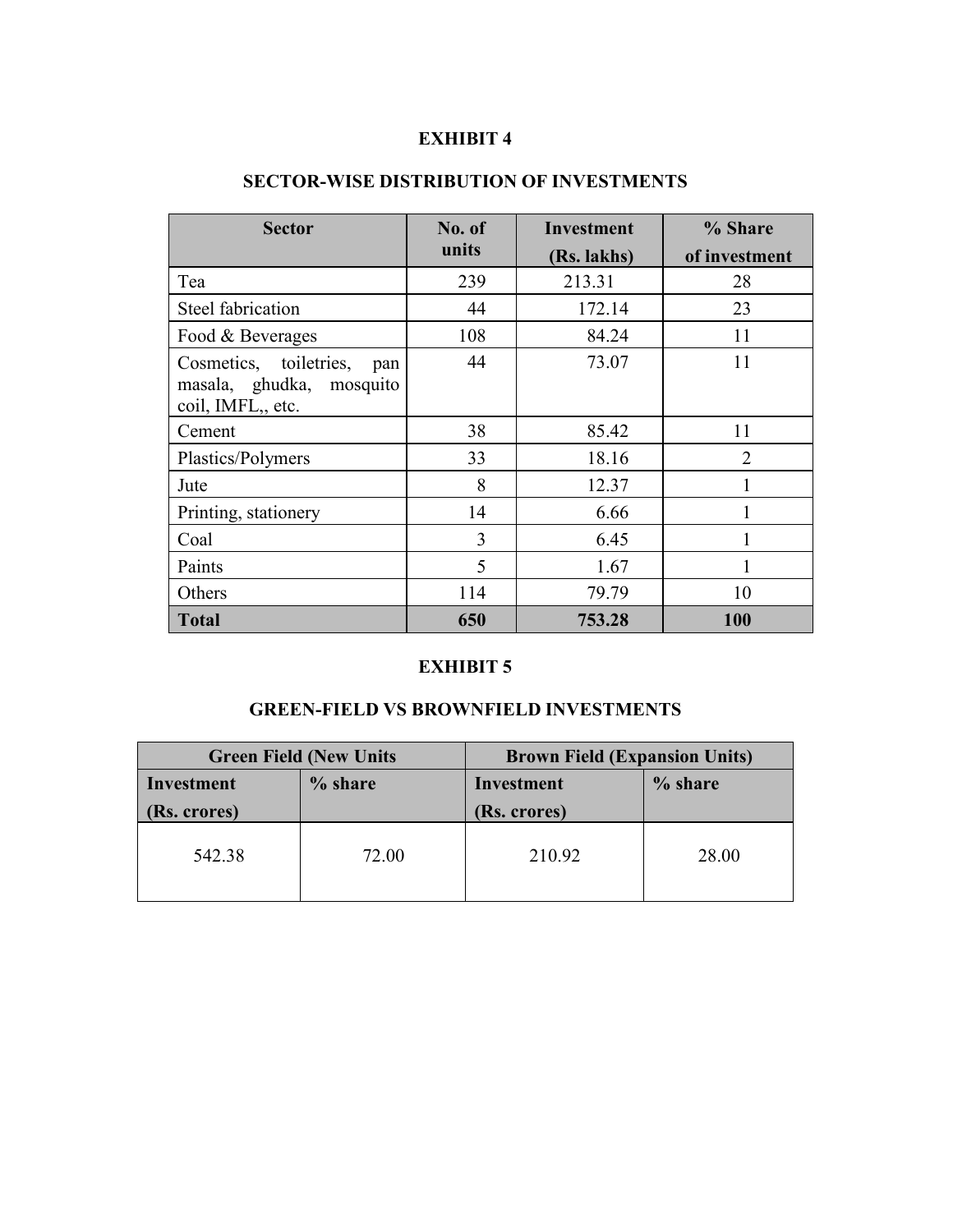**EXHIBIT 4**

**SECTOR-WISE DISTRIBUTION OF INVESTMENTS**

| Sector | No. of units | Investment (Rs. lakhs) | % Share of investment |
|---|---|---|---|
| Tea | 239 | 213.31 | 28 |
| Steel fabrication | 44 | 172.14 | 23 |
| Food & Beverages | 108 | 84.24 | 11 |
| Cosmetics, toiletries, pan masala, ghudka, mosquito coil, IMFL,, etc. | 44 | 73.07 | 11 |
| Cement | 38 | 85.42 | 11 |
| Plastics/Polymers | 33 | 18.16 | 2 |
| Jute | 8 | 12.37 | 1 |
| Printing, stationery | 14 | 6.66 | 1 |
| Coal | 3 | 6.45 | 1 |
| Paints | 5 | 1.67 | 1 |
| Others | 114 | 79.79 | 10 |
| **Total** | **650** | **753.28** | **100** |

**EXHIBIT 5**

**GREEN-FIELD VS BROWNFIELD INVESTMENTS**

| Green Field (New Units | | Brown Field (Expansion Units) | |
|---|---|---|---|
| Investment (Rs. crores) | % share | Investment (Rs. crores) | % share |
| 542.38 | 72.00 | 210.92 | 28.00 |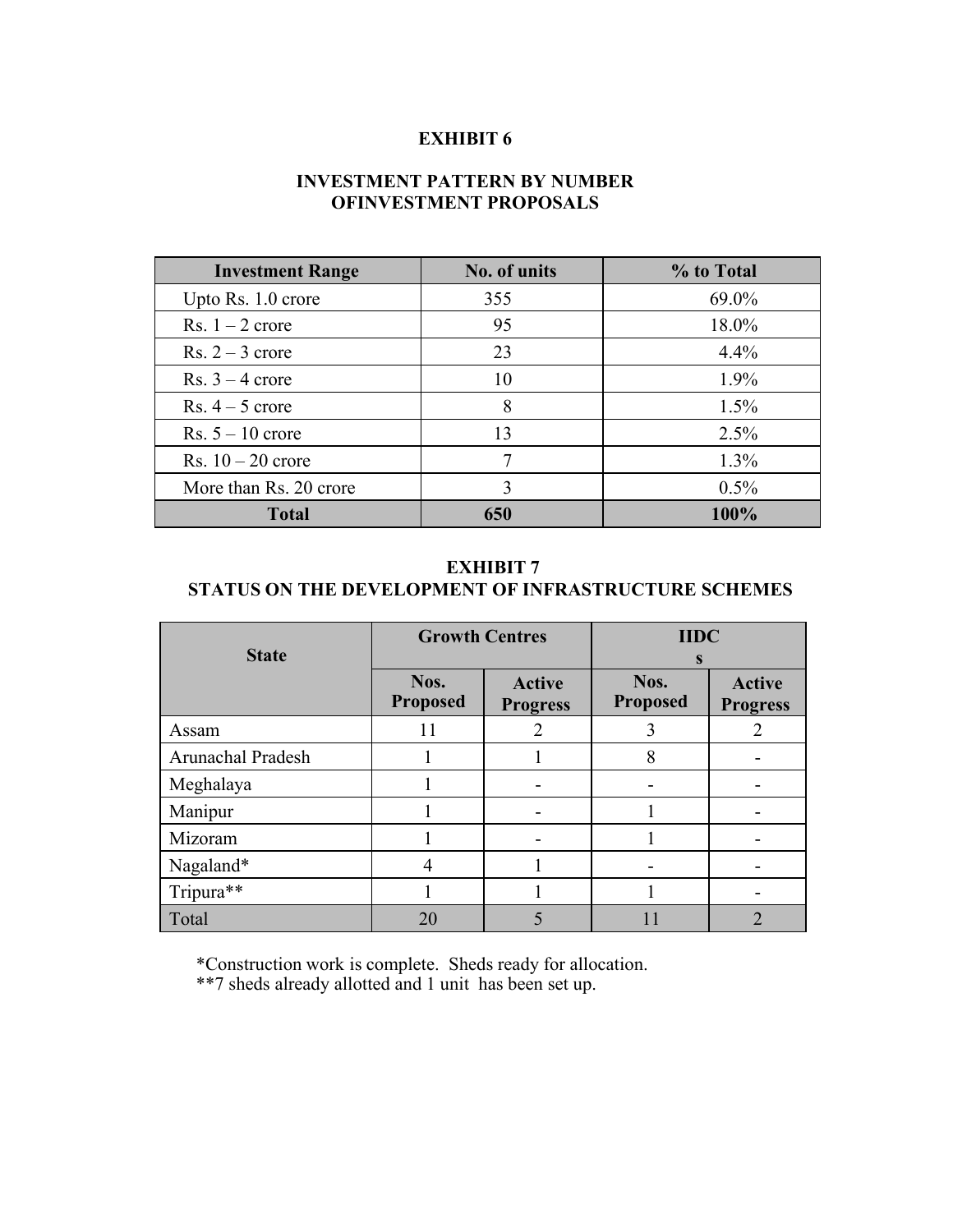## EXHIBIT 6

### INVESTMENT PATTERN BY NUMBER OFINVESTMENT PROPOSALS

| Investment Range | No. of units | % to Total |
|---|---|---|
| Upto Rs. 1.0 crore | 355 | 69.0% |
| Rs. 1 – 2 crore | 95 | 18.0% |
| Rs. 2 – 3 crore | 23 | 4.4% |
| Rs. 3 – 4 crore | 10 | 1.9% |
| Rs. 4 – 5 crore | 8 | 1.5% |
| Rs. 5 – 10 crore | 13 | 2.5% |
| Rs. 10 – 20 crore | 7 | 1.3% |
| More than Rs. 20 crore | 3 | 0.5% |
| **Total** | **650** | **100%** |

## EXHIBIT 7

### STATUS ON THE DEVELOPMENT OF INFRASTRUCTURE SCHEMES

| State | Growth Centres | | IIDCs | |
|---|---|---|---|---|
| | Nos. Proposed | Active Progress | Nos. Proposed | Active Progress |
| Assam | 11 | 2 | 3 | 2 |
| Arunachal Pradesh | 1 | 1 | 8 | - |
| Meghalaya | 1 | - | - | - |
| Manipur | 1 | - | 1 | - |
| Mizoram | 1 | - | 1 | - |
| Nagaland* | 4 | 1 | - | - |
| Tripura** | 1 | 1 | 1 | - |
| Total | 20 | 5 | 11 | 2 |

*Construction work is complete. Sheds ready for allocation.
**7 sheds already allotted and 1 unit has been set up.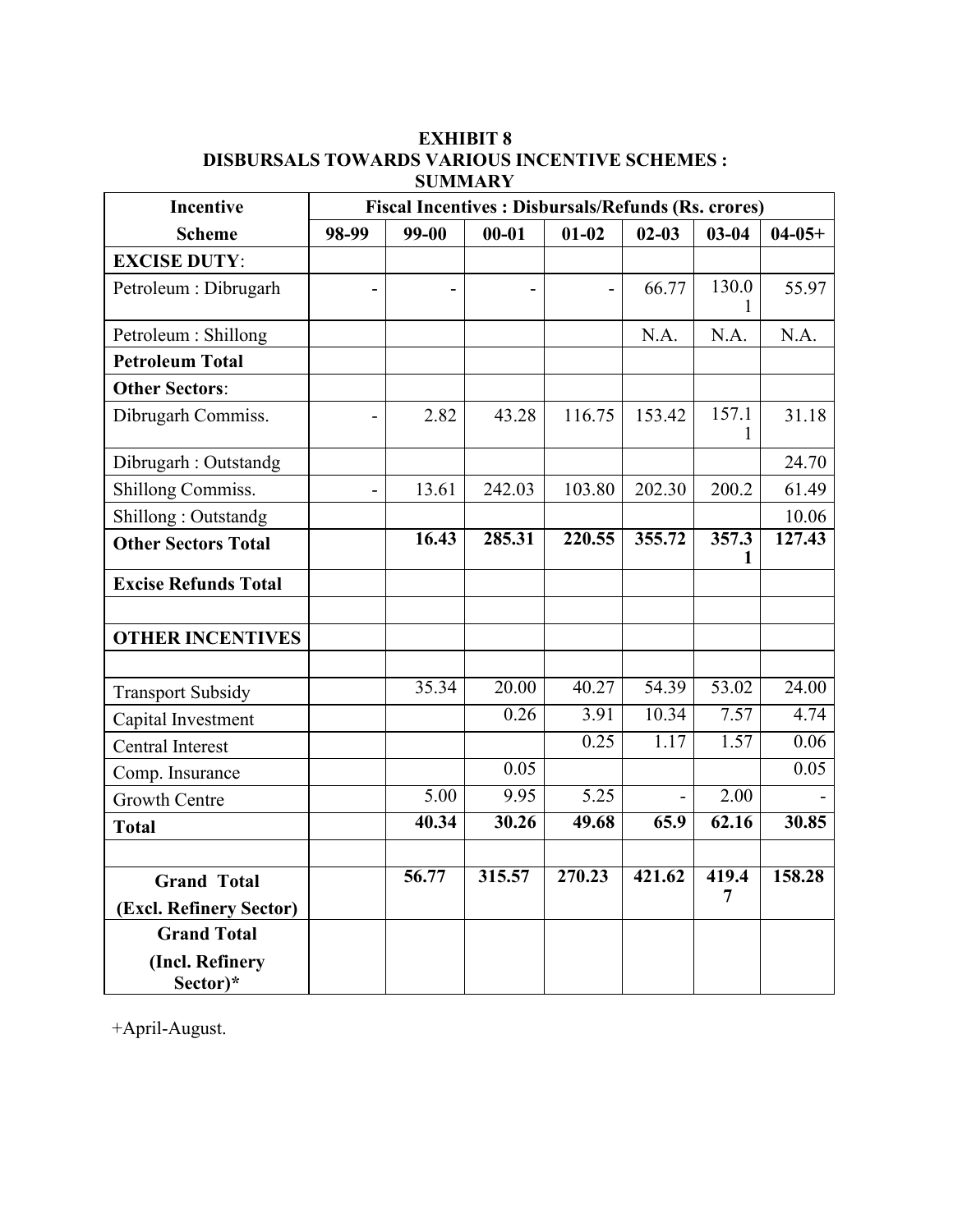**EXHIBIT 8**
**DISBURSALS TOWARDS VARIOUS INCENTIVE SCHEMES : SUMMARY**

| Incentive | Fiscal Incentives : Disbursals/Refunds (Rs. crores) | | | | | | |
|---|---|---|---|---|---|---|---|
| **Scheme** | **98-99** | **99-00** | **00-01** | **01-02** | **02-03** | **03-04** | **04-05+** |
| **EXCISE DUTY**: | | | | | | | |
| Petroleum : Dibrugarh | - | - | - | - | 66.77 | 130.01 | 55.97 |
| Petroleum : Shillong | | | | | N.A. | N.A. | N.A. |
| **Petroleum Total** | | | | | | | |
| **Other Sectors**: | | | | | | | |
| Dibrugarh Commiss. | - | 2.82 | 43.28 | 116.75 | 153.42 | 157.11 | 31.18 |
| Dibrugarh : Outstandg | | | | | | | 24.70 |
| Shillong Commiss. | - | 13.61 | 242.03 | 103.80 | 202.30 | 200.2 | 61.49 |
| Shillong : Outstandg | | | | | | | 10.06 |
| **Other Sectors Total** | | **16.43** | **285.31** | **220.55** | **355.72** | **357.31** | **127.43** |
| **Excise Refunds Total** | | | | | | | |
| | | | | | | | |
| **OTHER INCENTIVES** | | | | | | | |
| | | | | | | | |
| Transport Subsidy | | 35.34 | 20.00 | 40.27 | 54.39 | 53.02 | 24.00 |
| Capital Investment | | | 0.26 | 3.91 | 10.34 | 7.57 | 4.74 |
| Central Interest | | | | 0.25 | 1.17 | 1.57 | 0.06 |
| Comp. Insurance | | | 0.05 | | | | 0.05 |
| Growth Centre | | 5.00 | 9.95 | 5.25 | - | 2.00 | - |
| **Total** | | **40.34** | **30.26** | **49.68** | **65.9** | **62.16** | **30.85** |
| | | | | | | | |
| **Grand Total (Excl. Refinery Sector)** | | **56.77** | **315.57** | **270.23** | **421.62** | **419.47** | **158.28** |
| **Grand Total (Incl. Refinery Sector)*** | | | | | | | |

+April-August.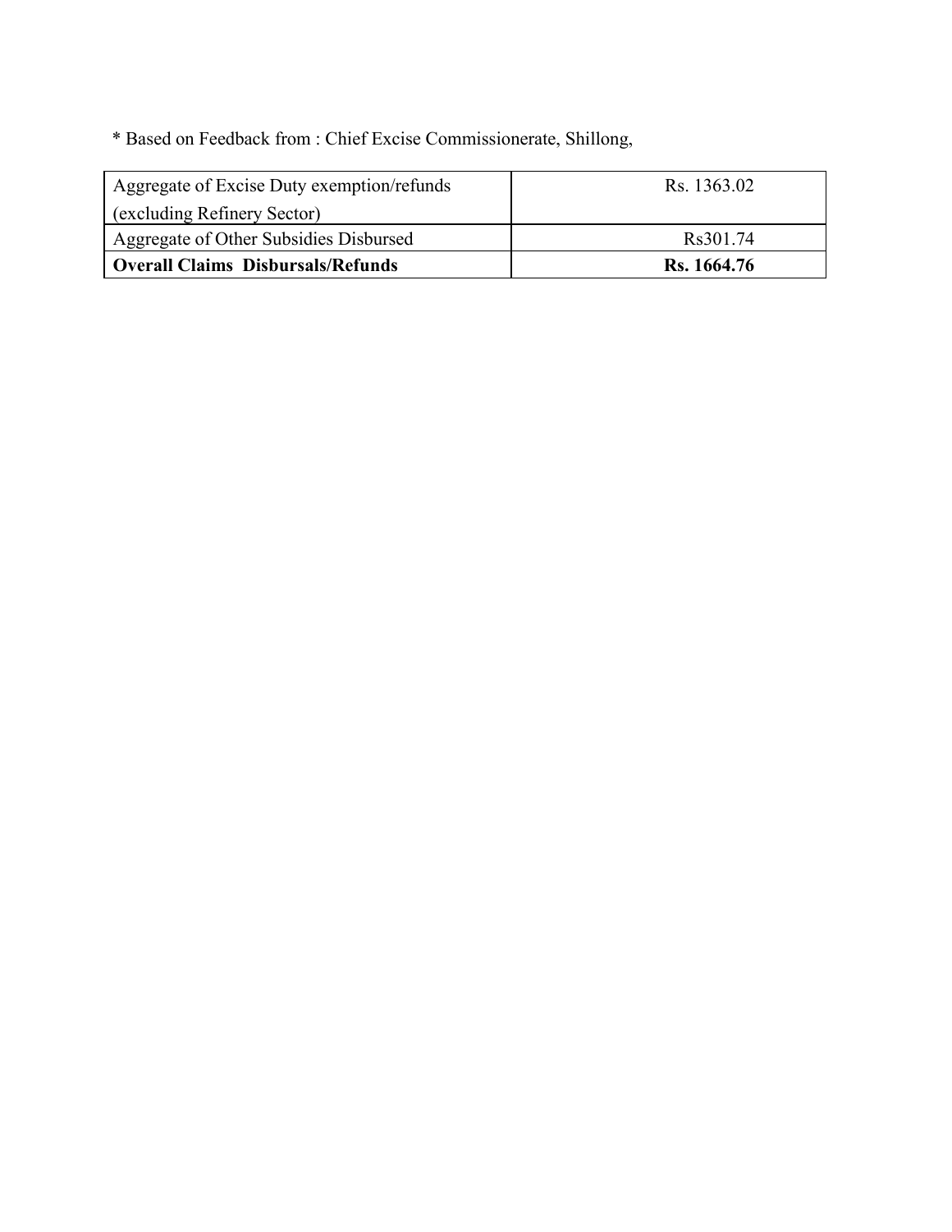* Based on Feedback from : Chief Excise Commissionerate, Shillong,

| | |
|---|---|
| Aggregate of Excise Duty exemption/refunds (excluding Refinery Sector) | Rs. 1363.02 |
| Aggregate of Other Subsidies Disbursed | Rs301.74 |
| **Overall Claims Disbursals/Refunds** | **Rs. 1664.76** |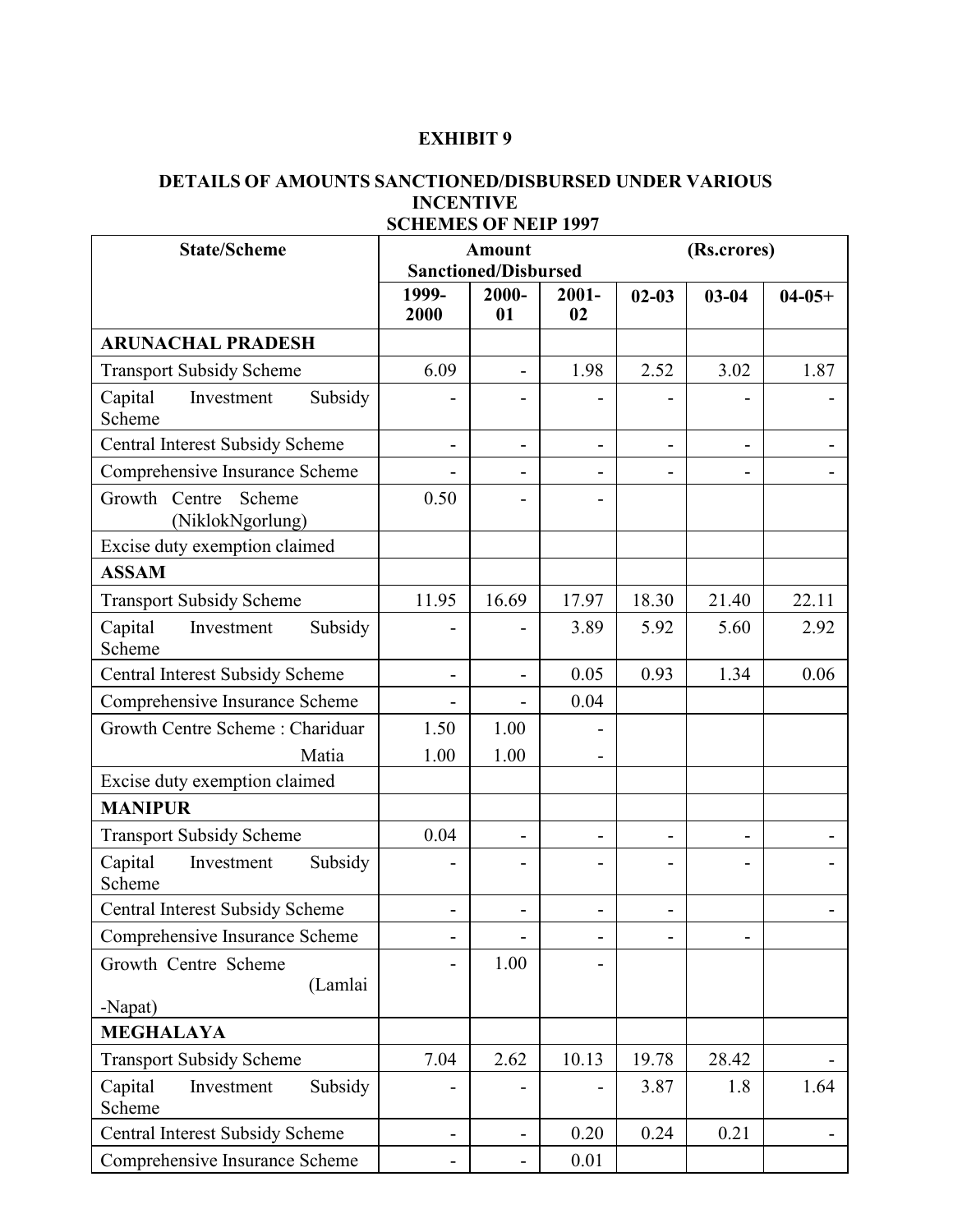**EXHIBIT 9**

**DETAILS OF AMOUNTS SANCTIONED/DISBURSED UNDER VARIOUS INCENTIVE SCHEMES OF NEIP 1997**

| State/Scheme | Amount Sanctioned/Disbursed | | | (Rs.crores) | | |
|---|---|---|---|---|---|---|
| | 1999-2000 | 2000-01 | 2001-02 | 02-03 | 03-04 | 04-05+ |
| **ARUNACHAL PRADESH** | | | | | | |
| Transport Subsidy Scheme | 6.09 | - | 1.98 | 2.52 | 3.02 | 1.87 |
| Capital Investment Subsidy Scheme | - | - | - | - | - | - |
| Central Interest Subsidy Scheme | - | - | - | - | - | - |
| Comprehensive Insurance Scheme | - | - | - | - | - | - |
| Growth Centre Scheme (NiklokNgorlung) | 0.50 | - | - | | | |
| Excise duty exemption claimed | | | | | | |
| **ASSAM** | | | | | | |
| Transport Subsidy Scheme | 11.95 | 16.69 | 17.97 | 18.30 | 21.40 | 22.11 |
| Capital Investment Subsidy Scheme | - | - | 3.89 | 5.92 | 5.60 | 2.92 |
| Central Interest Subsidy Scheme | - | - | 0.05 | 0.93 | 1.34 | 0.06 |
| Comprehensive Insurance Scheme | - | - | 0.04 | | | |
| Growth Centre Scheme : Chariduar | 1.50 | 1.00 | - | | | |
| Matia | 1.00 | 1.00 | - | | | |
| Excise duty exemption claimed | | | | | | |
| **MANIPUR** | | | | | | |
| Transport Subsidy Scheme | 0.04 | - | - | - | - | - |
| Capital Investment Subsidy Scheme | - | - | - | - | - | - |
| Central Interest Subsidy Scheme | - | - | - | - | | - |
| Comprehensive Insurance Scheme | - | - | - | - | - | |
| Growth Centre Scheme (Lamlai -Napat) | - | 1.00 | - | | | |
| **MEGHALAYA** | | | | | | |
| Transport Subsidy Scheme | 7.04 | 2.62 | 10.13 | 19.78 | 28.42 | - |
| Capital Investment Subsidy Scheme | - | - | - | 3.87 | 1.8 | 1.64 |
| Central Interest Subsidy Scheme | - | - | 0.20 | 0.24 | 0.21 | - |
| Comprehensive Insurance Scheme | - | - | 0.01 | | | |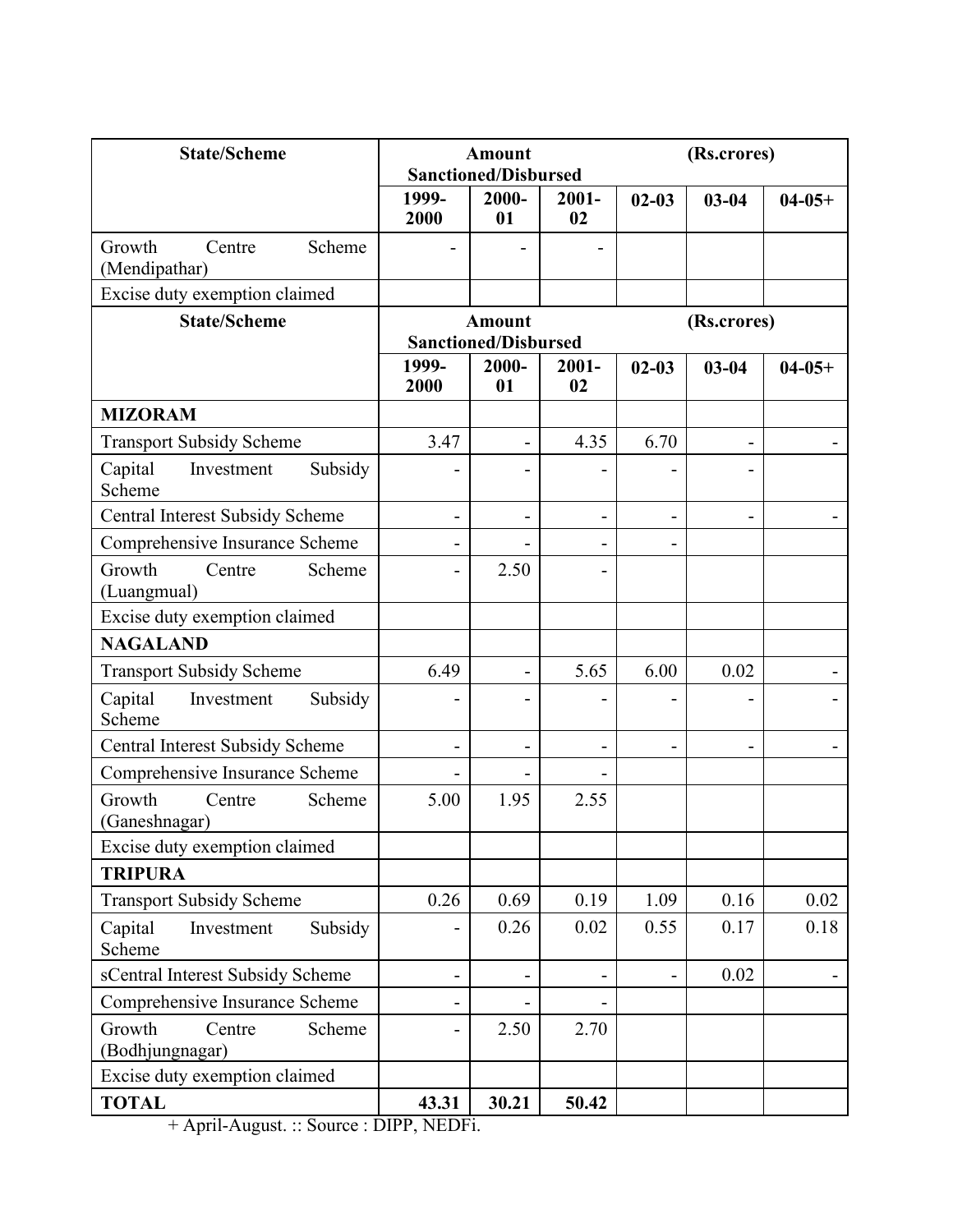| State/Scheme | Amount Sanctioned/Disbursed | | | | (Rs.crores) | |
|---|---|---|---|---|---|---|
| | 1999-2000 | 2000-01 | 2001-02 | 02-03 | 03-04 | 04-05+ |
| Growth Centre Scheme (Mendipathar) | - | - | - | | | |
| Excise duty exemption claimed | | | | | | |
| **MIZORAM** | | | | | | |
| Transport Subsidy Scheme | 3.47 | - | 4.35 | 6.70 | - | - |
| Capital Investment Subsidy Scheme | - | - | - | - | - | |
| Central Interest Subsidy Scheme | - | - | - | - | - | - |
| Comprehensive Insurance Scheme | - | - | - | - | | |
| Growth Centre Scheme (Luangmual) | - | 2.50 | - | | | |
| Excise duty exemption claimed | | | | | | |
| **NAGALAND** | | | | | | |
| Transport Subsidy Scheme | 6.49 | - | 5.65 | 6.00 | 0.02 | - |
| Capital Investment Subsidy Scheme | - | - | - | - | - | - |
| Central Interest Subsidy Scheme | - | - | - | - | - | - |
| Comprehensive Insurance Scheme | - | - | - | | | |
| Growth Centre Scheme (Ganeshnagar) | 5.00 | 1.95 | 2.55 | | | |
| Excise duty exemption claimed | | | | | | |
| **TRIPURA** | | | | | | |
| Transport Subsidy Scheme | 0.26 | 0.69 | 0.19 | 1.09 | 0.16 | 0.02 |
| Capital Investment Subsidy Scheme | - | 0.26 | 0.02 | 0.55 | 0.17 | 0.18 |
| sCentral Interest Subsidy Scheme | - | - | - | - | 0.02 | - |
| Comprehensive Insurance Scheme | - | - | - | | | |
| Growth Centre Scheme (Bodhjungnagar) | - | 2.50 | 2.70 | | | |
| Excise duty exemption claimed | | | | | | |
| **TOTAL** | **43.31** | **30.21** | **50.42** | | | |

+ April-August. :: Source : DIPP, NEDFi.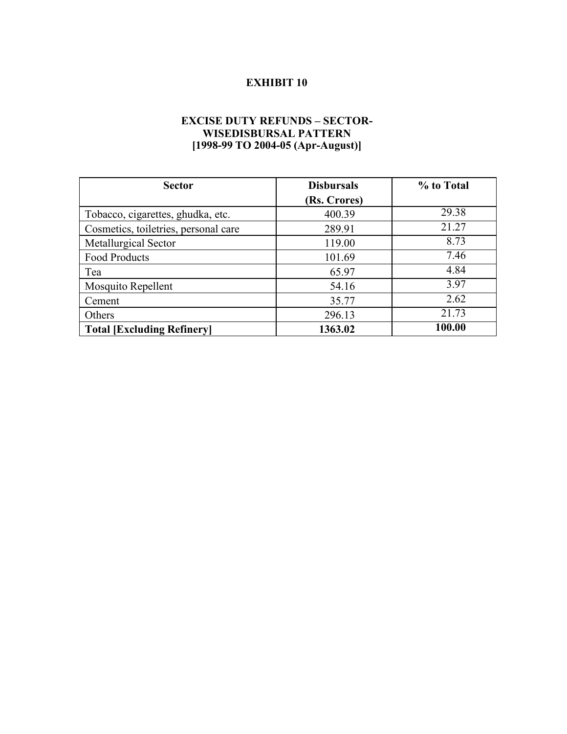# EXHIBIT 10

## EXCISE DUTY REFUNDS – SECTOR-WISEDISBURSAL PATTERN [1998-99 TO 2004-05 (Apr-August)]

| Sector | Disbursals (Rs. Crores) | % to Total |
|---|---|---|
| Tobacco, cigarettes, ghudka, etc. | 400.39 | 29.38 |
| Cosmetics, toiletries, personal care | 289.91 | 21.27 |
| Metallurgical Sector | 119.00 | 8.73 |
| Food Products | 101.69 | 7.46 |
| Tea | 65.97 | 4.84 |
| Mosquito Repellent | 54.16 | 3.97 |
| Cement | 35.77 | 2.62 |
| Others | 296.13 | 21.73 |
| **Total [Excluding Refinery]** | **1363.02** | **100.00** |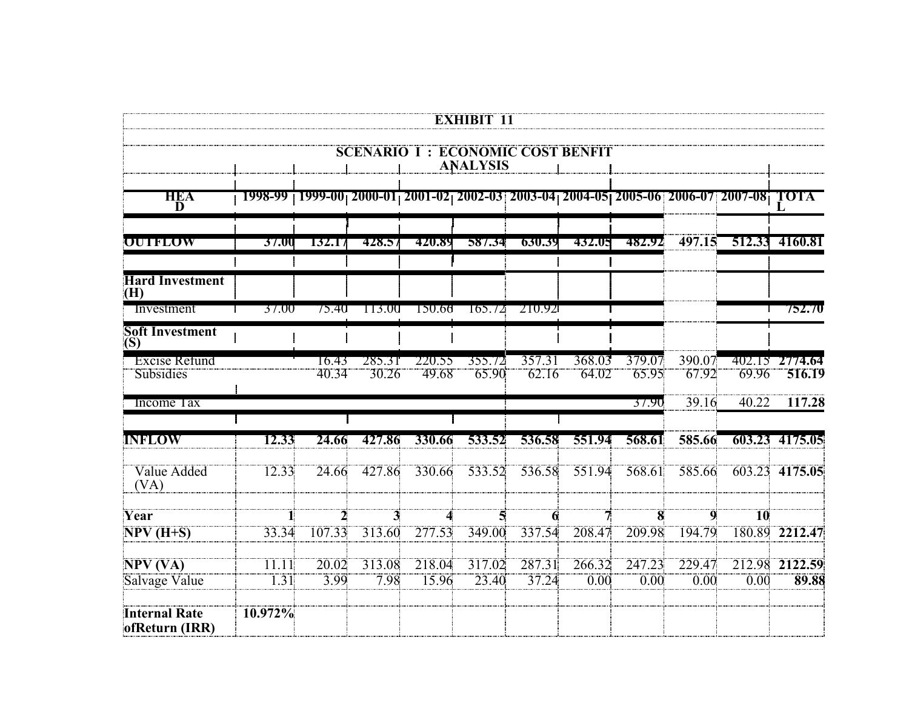# EXHIBIT 11

## SCENARIO 1 : ECONOMIC COST BENFIT ANALYSIS

| HEAD | 1998-99 | 1999-00 | 2000-01 | 2001-02 | 2002-03 | 2003-04 | 2004-05 | 2005-06 | 2006-07 | 2007-08 | TOTAL |
|---|---|---|---|---|---|---|---|---|---|---|---|
| **OUTFLOW** | **37.00** | **132.17** | **428.57** | **420.89** | **587.34** | **630.39** | **432.05** | **482.92** | **497.15** | **512.33** | **4160.81** |
| **Hard Investment (H)** | | | | | | | | | | | |
| Investment | 37.00 | 75.40 | 113.00 | 150.66 | 165.72 | 210.92 | | | | | **752.70** |
| **Soft Investment (S)** | | | | | | | | | | | |
| Excise Refund | | 16.43 | 285.31 | 220.55 | 355.72 | 357.31 | 368.03 | 379.07 | 390.07 | 402.15 | **2774.64** |
| Subsidies | | 40.34 | 30.26 | 49.68 | 65.90 | 62.16 | 64.02 | 65.95 | 67.92 | 69.96 | **516.19** |
| Income Tax | | | | | | | | 37.90 | 39.16 | 40.22 | **117.28** |
| **INFLOW** | **12.33** | **24.66** | **427.86** | **330.66** | **533.52** | **536.58** | **551.94** | **568.61** | **585.66** | **603.23** | **4175.05** |
| Value Added (VA) | 12.33 | 24.66 | 427.86 | 330.66 | 533.52 | 536.58 | 551.94 | 568.61 | 585.66 | 603.23 | **4175.05** |
| **Year** | **1** | **2** | **3** | **4** | **5** | **6** | **7** | **8** | **9** | **10** | |
| **NPV (H+S)** | 33.34 | 107.33 | 313.60 | 277.53 | 349.00 | 337.54 | 208.47 | 209.98 | 194.79 | 180.89 | **2212.47** |
| **NPV (VA)** | 11.11 | 20.02 | 313.08 | 218.04 | 317.02 | 287.31 | 266.32 | 247.23 | 229.47 | 212.98 | **2122.59** |
| Salvage Value | 1.31 | 3.99 | 7.98 | 15.96 | 23.40 | 37.24 | 0.00 | 0.00 | 0.00 | 0.00 | **89.88** |
| **Internal Rate ofReturn (IRR)** | **10.972%** | | | | | | | | | | |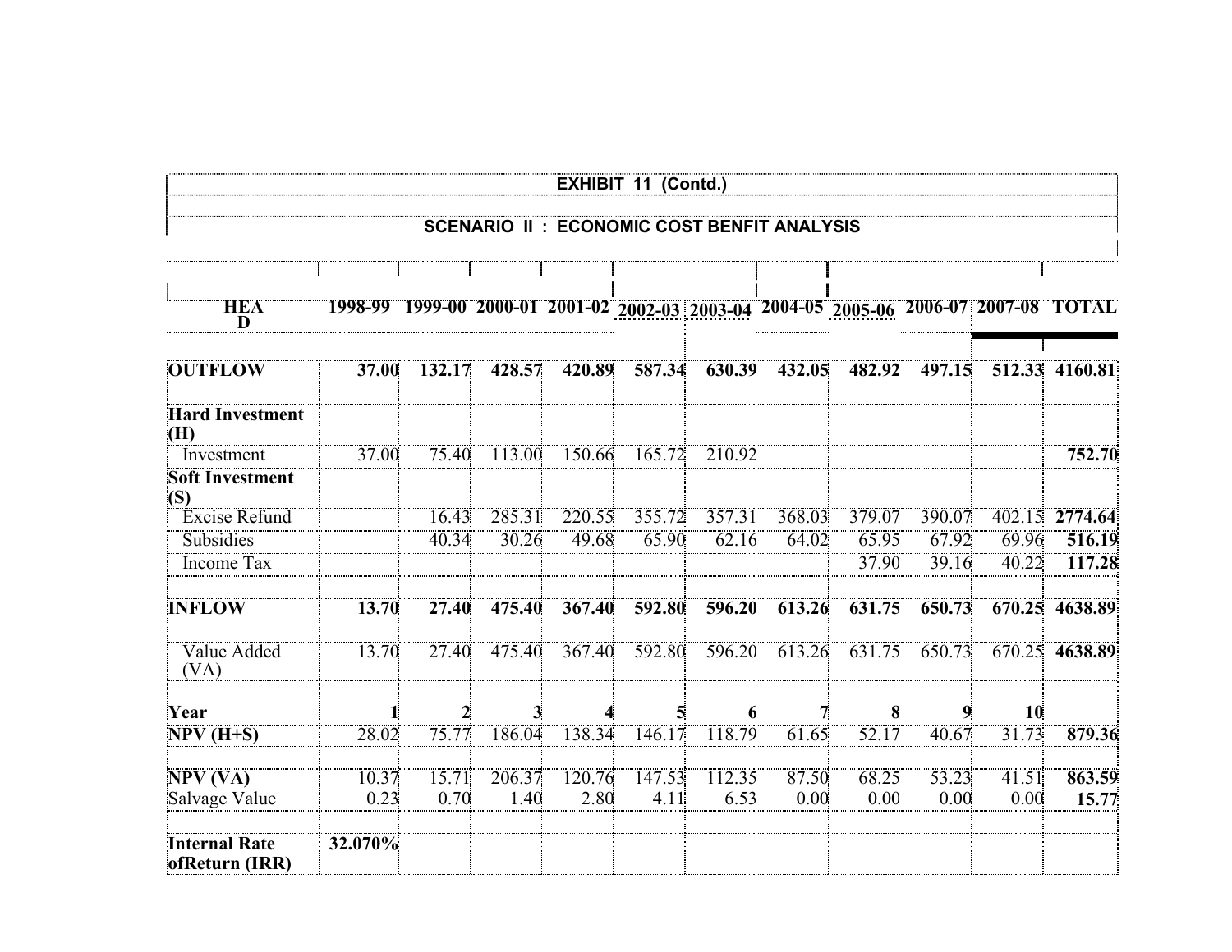**EXHIBIT 11 (Contd.)**

**SCENARIO II : ECONOMIC COST BENFIT ANALYSIS**

| HEAD | 1998-99 | 1999-00 | 2000-01 | 2001-02 | 2002-03 | 2003-04 | 2004-05 | 2005-06 | 2006-07 | 2007-08 | TOTAL |
|---|---|---|---|---|---|---|---|---|---|---|---|
| **OUTFLOW** | **37.00** | **132.17** | **428.57** | **420.89** | **587.34** | **630.39** | **432.05** | **482.92** | **497.15** | **512.33** | **4160.81** |
| **Hard Investment (H)** | | | | | | | | | | | |
| Investment | 37.00 | 75.40 | 113.00 | 150.66 | 165.72 | 210.92 | | | | | **752.70** |
| **Soft Investment (S)** | | | | | | | | | | | |
| Excise Refund | | 16.43 | 285.31 | 220.55 | 355.72 | 357.31 | 368.03 | 379.07 | 390.07 | 402.15 | **2774.64** |
| Subsidies | | 40.34 | 30.26 | 49.68 | 65.90 | 62.16 | 64.02 | 65.95 | 67.92 | 69.96 | **516.19** |
| Income Tax | | | | | | | | 37.90 | 39.16 | 40.22 | **117.28** |
| **INFLOW** | **13.70** | **27.40** | **475.40** | **367.40** | **592.80** | **596.20** | **613.26** | **631.75** | **650.73** | **670.25** | **4638.89** |
| Value Added (VA) | 13.70 | 27.40 | 475.40 | 367.40 | 592.80 | 596.20 | 613.26 | 631.75 | 650.73 | 670.25 | **4638.89** |
| **Year** | **1** | **2** | **3** | **4** | **5** | **6** | **7** | **8** | **9** | **10** | |
| **NPV (H+S)** | 28.02 | 75.77 | 186.04 | 138.34 | 146.17 | 118.79 | 61.65 | 52.17 | 40.67 | 31.73 | **879.36** |
| **NPV (VA)** | 10.37 | 15.71 | 206.37 | 120.76 | 147.53 | 112.35 | 87.50 | 68.25 | 53.23 | 41.51 | **863.59** |
| Salvage Value | 0.23 | 0.70 | 1.40 | 2.80 | 4.11 | 6.53 | 0.00 | 0.00 | 0.00 | 0.00 | **15.77** |
| **Internal Rate ofReturn (IRR)** | **32.070%** | | | | | | | | | | |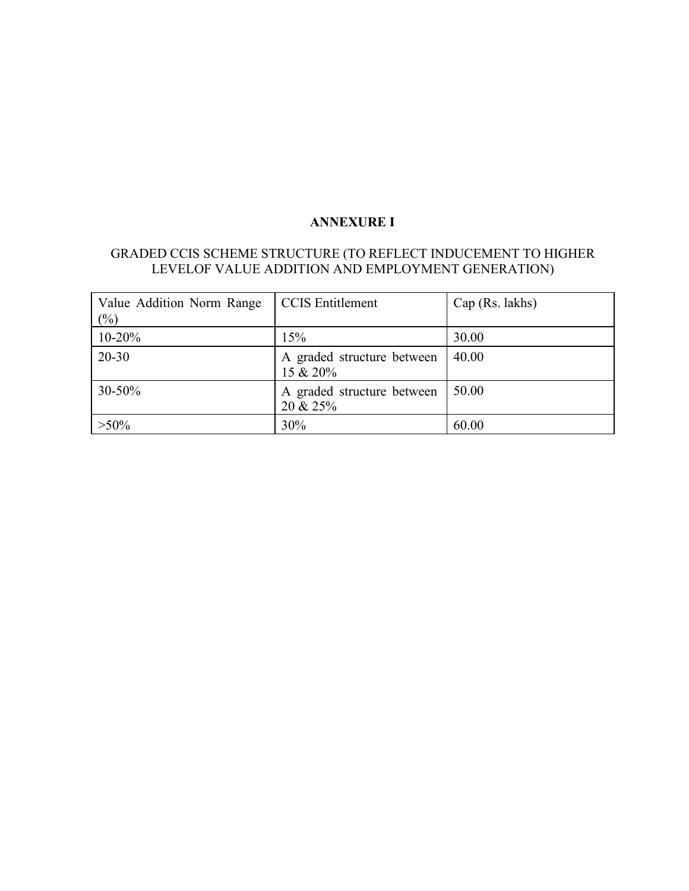## ANNEXURE I

GRADED CCIS SCHEME STRUCTURE (TO REFLECT INDUCEMENT TO HIGHER LEVELOF VALUE ADDITION AND EMPLOYMENT GENERATION)

| Value Addition Norm Range (%) | CCIS Entitlement | Cap (Rs. lakhs) |
|---|---|---|
| 10-20% | 15% | 30.00 |
| 20-30 | A graded structure between 15 & 20% | 40.00 |
| 30-50% | A graded structure between 20 & 25% | 50.00 |
| >50% | 30% | 60.00 |